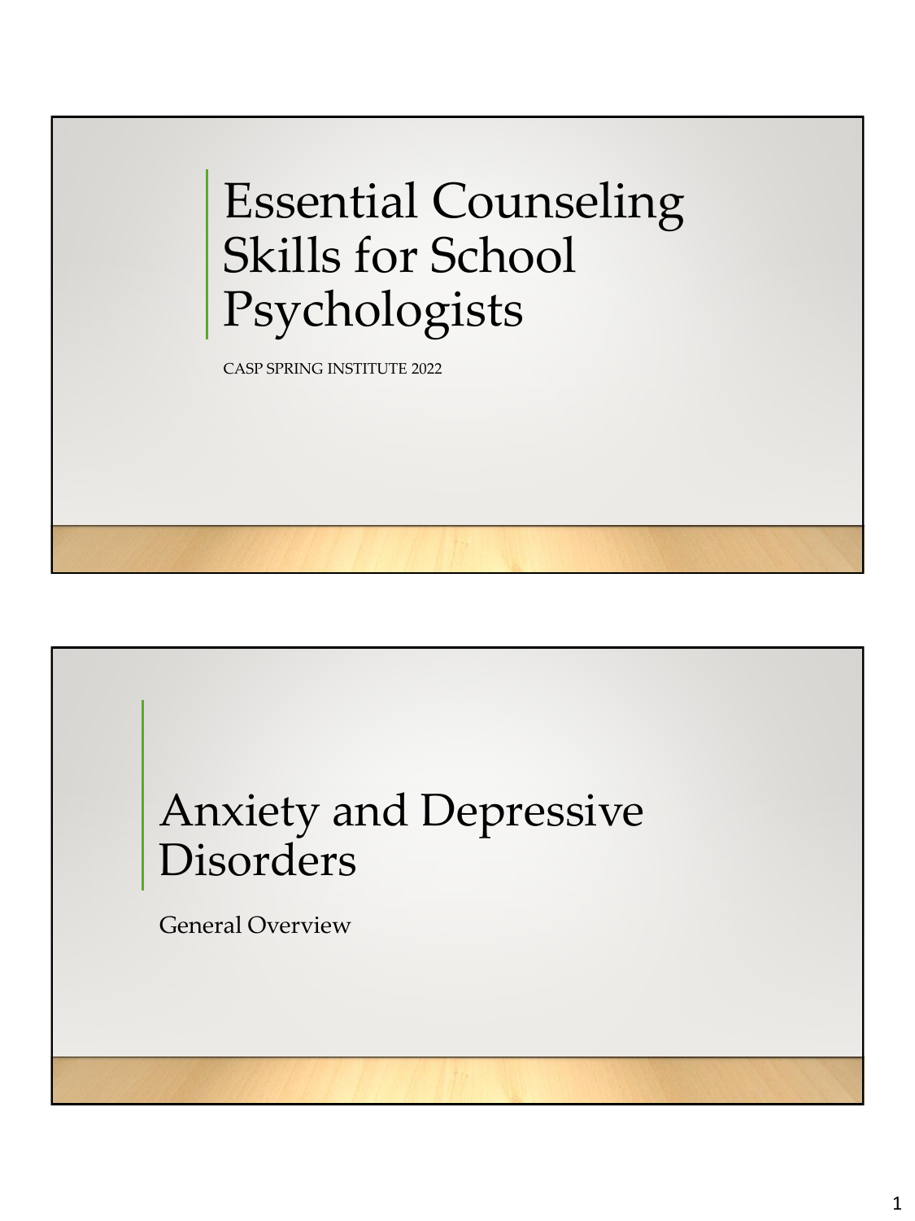# Essential Counseling Skills for School Psychologists

CASP SPRING INSTITUTE 2022

# Anxiety and Depressive Disorders

General Overview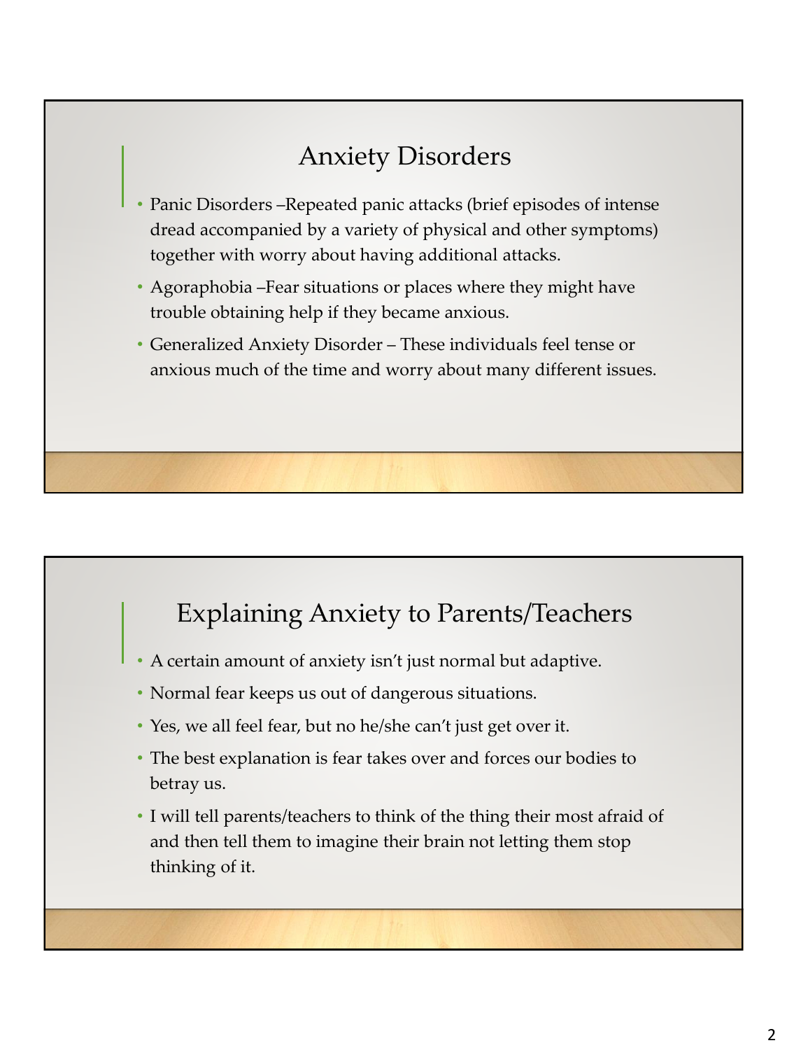## Anxiety Disorders

- Panic Disorders –Repeated panic attacks (brief episodes of intense dread accompanied by a variety of physical and other symptoms) together with worry about having additional attacks.
- Agoraphobia –Fear situations or places where they might have trouble obtaining help if they became anxious.
- Generalized Anxiety Disorder – These individuals feel tense or anxious much of the time and worry about many different issues.

## Explaining Anxiety to Parents/Teachers

- A certain amount of anxiety isn't just normal but adaptive.
- Normal fear keeps us out of dangerous situations.
- Yes, we all feel fear, but no he/she can't just get over it.
- The best explanation is fear takes over and forces our bodies to betray us.
- I will tell parents/teachers to think of the thing their most afraid of and then tell them to imagine their brain not letting them stop thinking of it.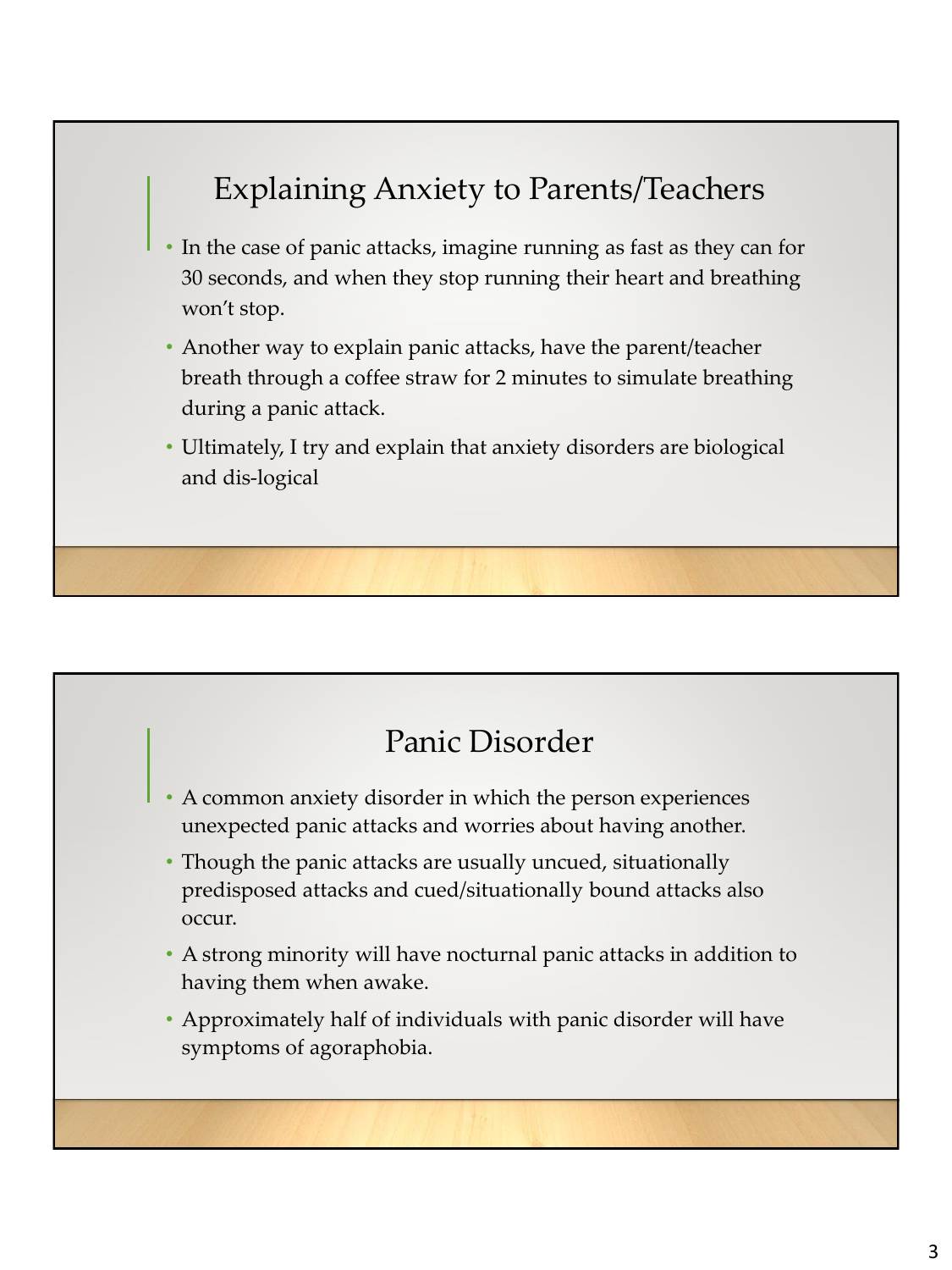## Explaining Anxiety to Parents/Teachers

- In the case of panic attacks, imagine running as fast as they can for 30 seconds, and when they stop running their heart and breathing won't stop.
- Another way to explain panic attacks, have the parent/teacher breath through a coffee straw for 2 minutes to simulate breathing during a panic attack.
- Ultimately, I try and explain that anxiety disorders are biological and dis-logical

## Panic Disorder

- A common anxiety disorder in which the person experiences unexpected panic attacks and worries about having another.
- Though the panic attacks are usually uncued, situationally predisposed attacks and cued/situationally bound attacks also occur.
- A strong minority will have nocturnal panic attacks in addition to having them when awake.
- Approximately half of individuals with panic disorder will have symptoms of agoraphobia.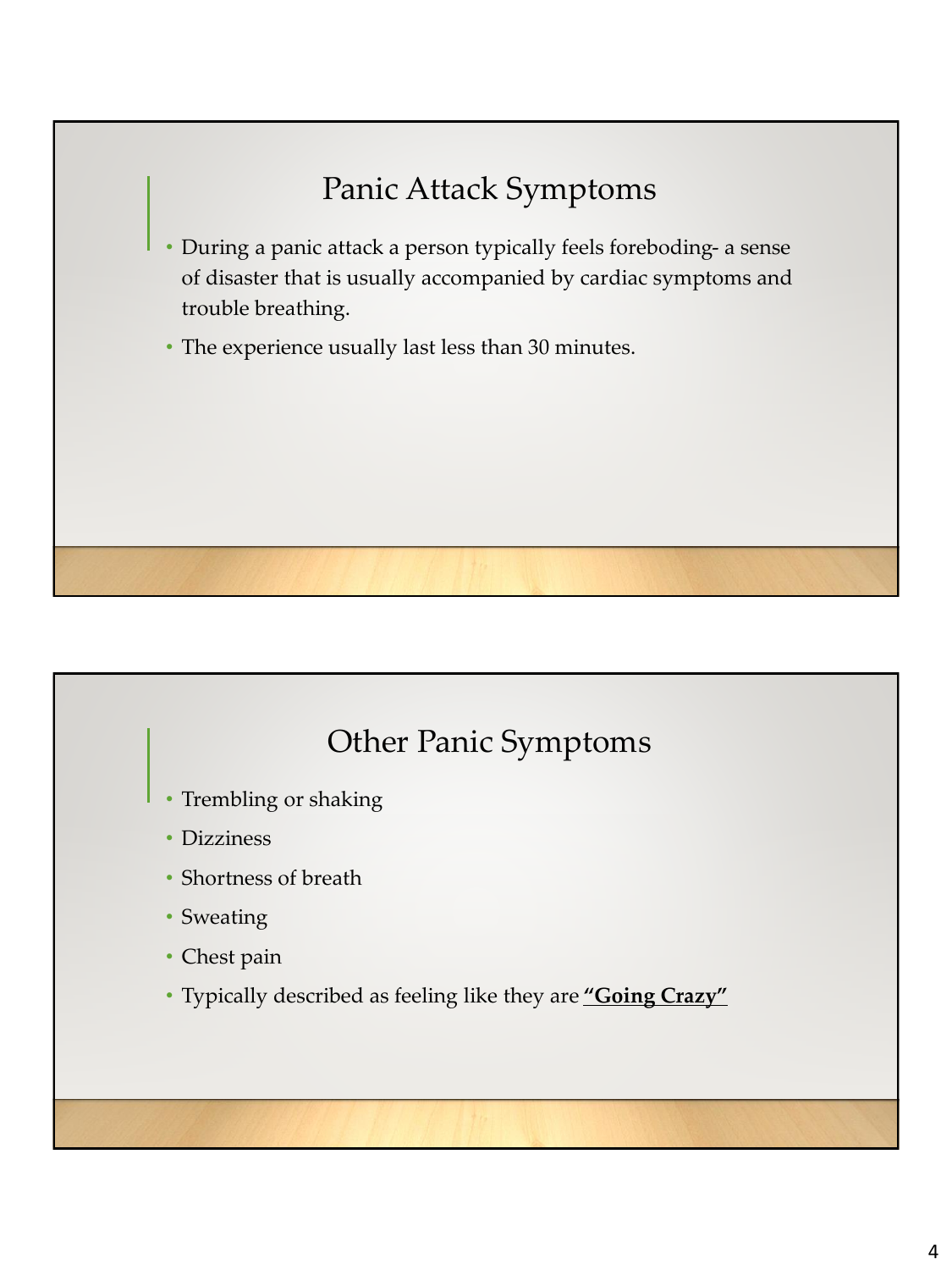## Panic Attack Symptoms

- During a panic attack a person typically feels foreboding- a sense of disaster that is usually accompanied by cardiac symptoms and trouble breathing.
- The experience usually last less than 30 minutes.

## Other Panic Symptoms

- Trembling or shaking
- Dizziness
- Shortness of breath
- Sweating
- Chest pain
- Typically described as feeling like they are <u>**"Going Crazy"**</u>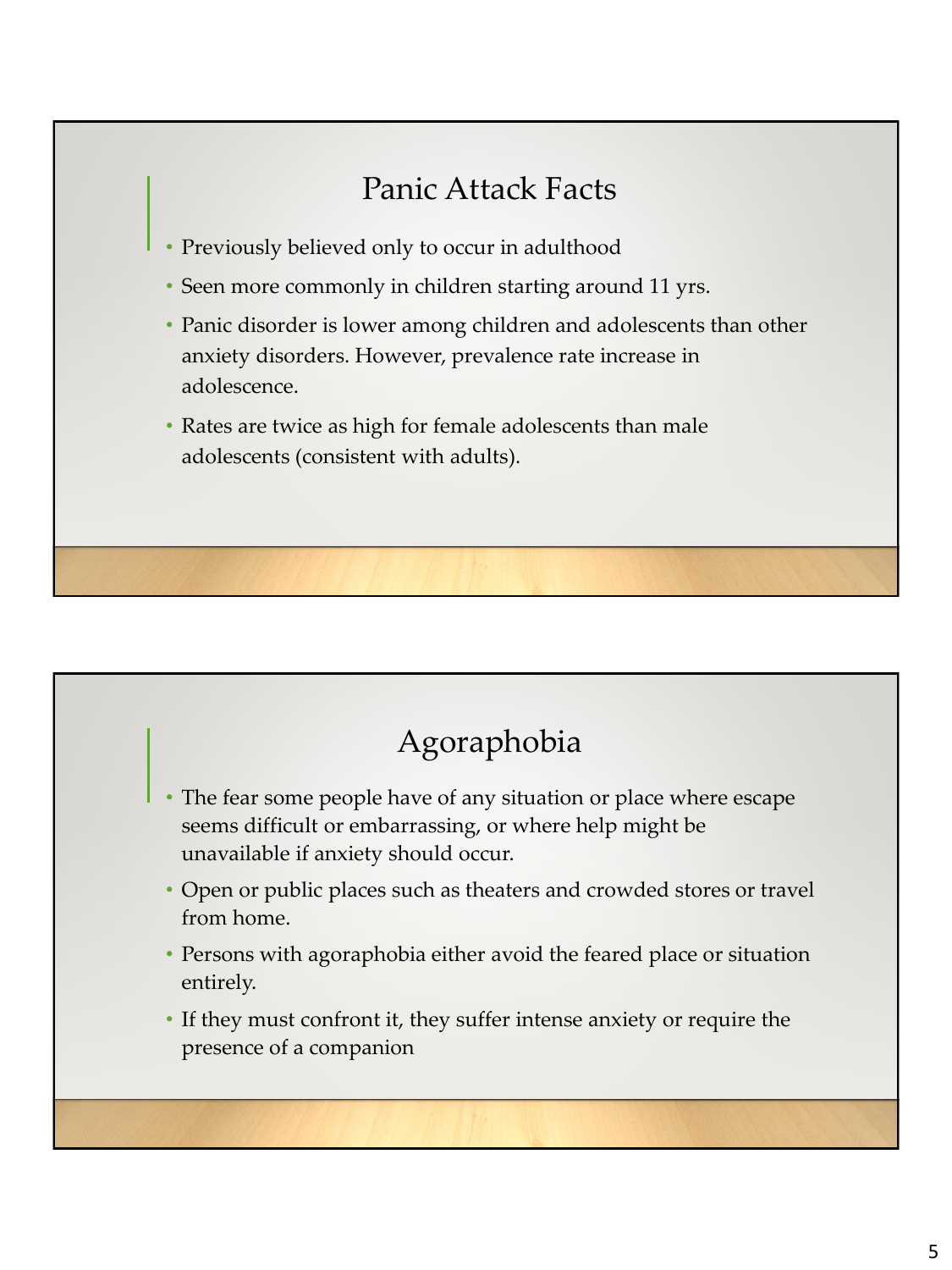## Panic Attack Facts

- Previously believed only to occur in adulthood
- Seen more commonly in children starting around 11 yrs.
- Panic disorder is lower among children and adolescents than other anxiety disorders. However, prevalence rate increase in adolescence.
- Rates are twice as high for female adolescents than male adolescents (consistent with adults).

## Agoraphobia

- The fear some people have of any situation or place where escape seems difficult or embarrassing, or where help might be unavailable if anxiety should occur.
- Open or public places such as theaters and crowded stores or travel from home.
- Persons with agoraphobia either avoid the feared place or situation entirely.
- If they must confront it, they suffer intense anxiety or require the presence of a companion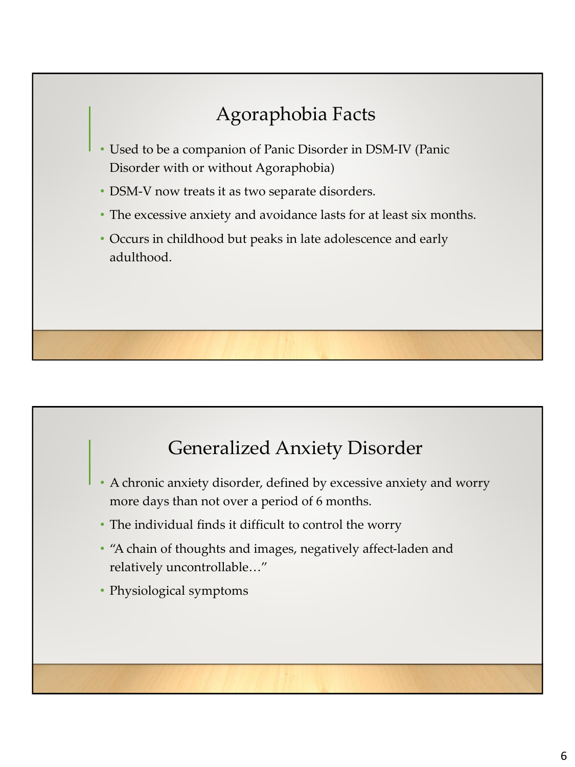## Agoraphobia Facts

- Used to be a companion of Panic Disorder in DSM-IV (Panic Disorder with or without Agoraphobia)
- DSM-V now treats it as two separate disorders.
- The excessive anxiety and avoidance lasts for at least six months.
- Occurs in childhood but peaks in late adolescence and early adulthood.

## Generalized Anxiety Disorder

- A chronic anxiety disorder, defined by excessive anxiety and worry more days than not over a period of 6 months.
- The individual finds it difficult to control the worry
- "A chain of thoughts and images, negatively affect-laden and relatively uncontrollable…"
- Physiological symptoms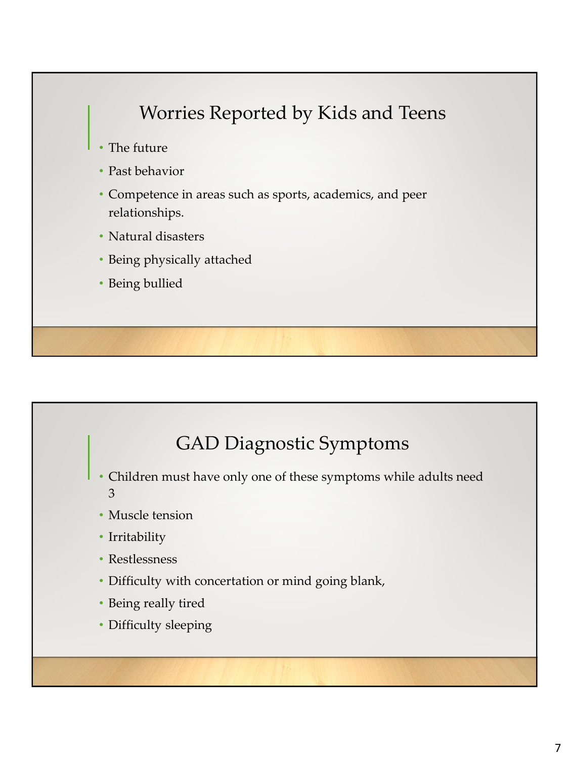## Worries Reported by Kids and Teens

- The future
- Past behavior
- Competence in areas such as sports, academics, and peer relationships.
- Natural disasters
- Being physically attached
- Being bullied

## GAD Diagnostic Symptoms

- Children must have only one of these symptoms while adults need 3
- Muscle tension
- Irritability
- Restlessness
- Difficulty with concertation or mind going blank,
- Being really tired
- Difficulty sleeping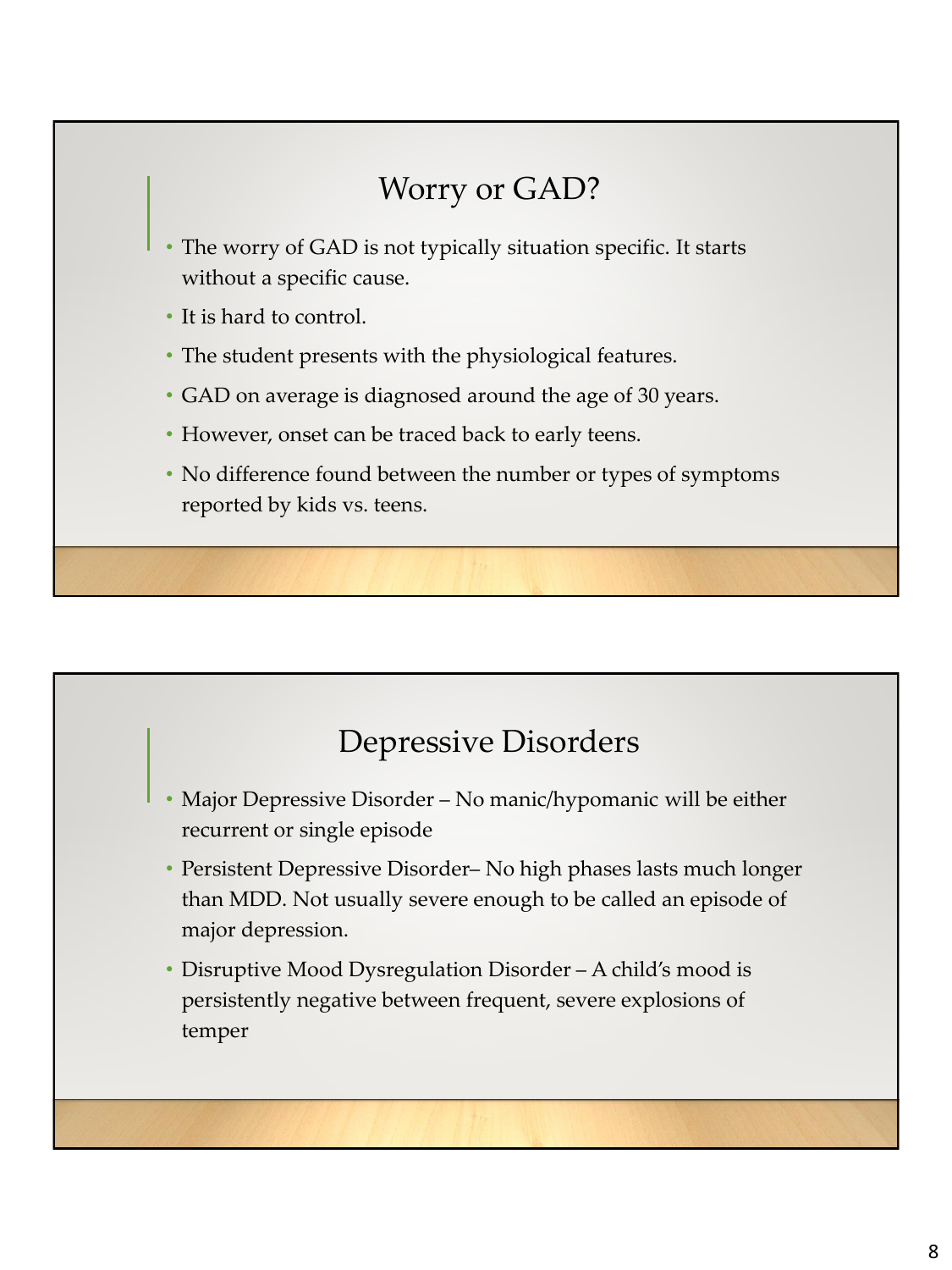## Worry or GAD?

- The worry of GAD is not typically situation specific. It starts without a specific cause.
- It is hard to control.
- The student presents with the physiological features.
- GAD on average is diagnosed around the age of 30 years.
- However, onset can be traced back to early teens.
- No difference found between the number or types of symptoms reported by kids vs. teens.

## Depressive Disorders

- Major Depressive Disorder – No manic/hypomanic will be either recurrent or single episode
- Persistent Depressive Disorder– No high phases lasts much longer than MDD. Not usually severe enough to be called an episode of major depression.
- Disruptive Mood Dysregulation Disorder – A child's mood is persistently negative between frequent, severe explosions of temper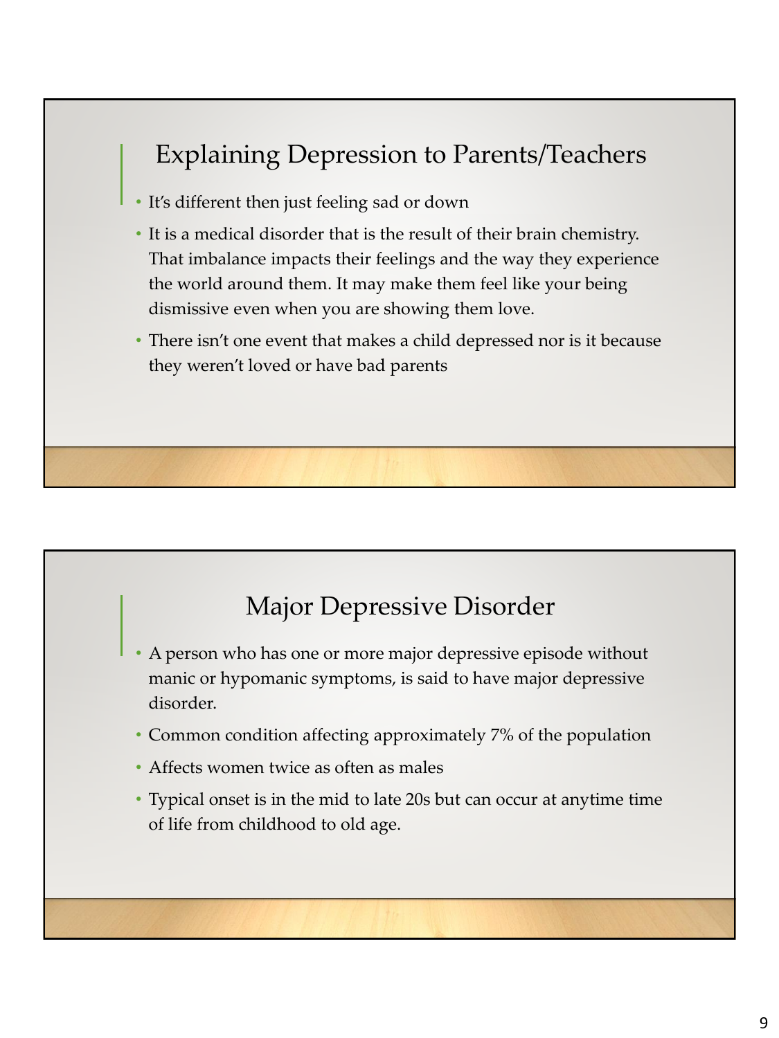## Explaining Depression to Parents/Teachers

- It's different then just feeling sad or down
- It is a medical disorder that is the result of their brain chemistry. That imbalance impacts their feelings and the way they experience the world around them. It may make them feel like your being dismissive even when you are showing them love.
- There isn't one event that makes a child depressed nor is it because they weren't loved or have bad parents

## Major Depressive Disorder

- A person who has one or more major depressive episode without manic or hypomanic symptoms, is said to have major depressive disorder.
- Common condition affecting approximately 7% of the population
- Affects women twice as often as males
- Typical onset is in the mid to late 20s but can occur at anytime time of life from childhood to old age.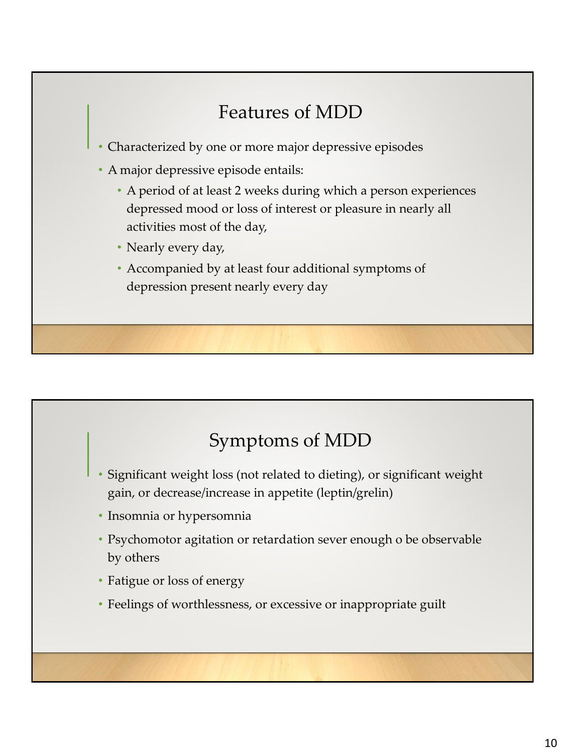## Features of MDD

- Characterized by one or more major depressive episodes
- A major depressive episode entails:
  - A period of at least 2 weeks during which a person experiences depressed mood or loss of interest or pleasure in nearly all activities most of the day,
  - Nearly every day,
  - Accompanied by at least four additional symptoms of depression present nearly every day

## Symptoms of MDD

- Significant weight loss (not related to dieting), or significant weight gain, or decrease/increase in appetite (leptin/grelin)
- Insomnia or hypersomnia
- Psychomotor agitation or retardation sever enough o be observable by others
- Fatigue or loss of energy
- Feelings of worthlessness, or excessive or inappropriate guilt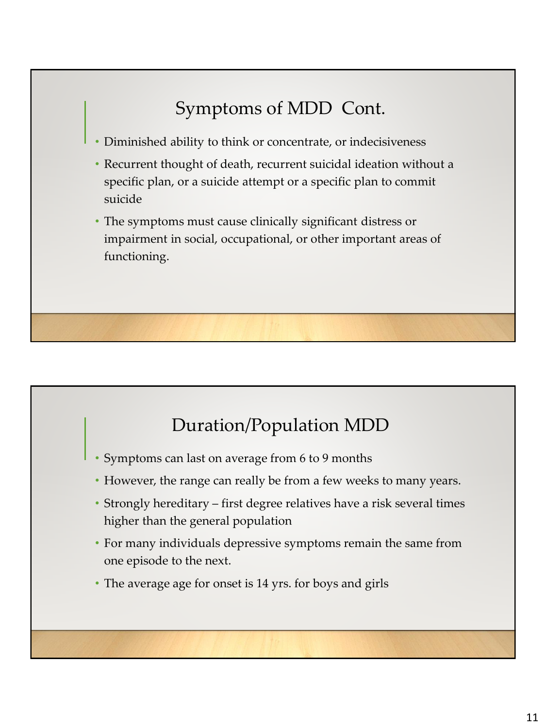## Symptoms of MDD Cont.

- Diminished ability to think or concentrate, or indecisiveness
- Recurrent thought of death, recurrent suicidal ideation without a specific plan, or a suicide attempt or a specific plan to commit suicide
- The symptoms must cause clinically significant distress or impairment in social, occupational, or other important areas of functioning.

## Duration/Population MDD

- Symptoms can last on average from 6 to 9 months
- However, the range can really be from a few weeks to many years.
- Strongly hereditary – first degree relatives have a risk several times higher than the general population
- For many individuals depressive symptoms remain the same from one episode to the next.
- The average age for onset is 14 yrs. for boys and girls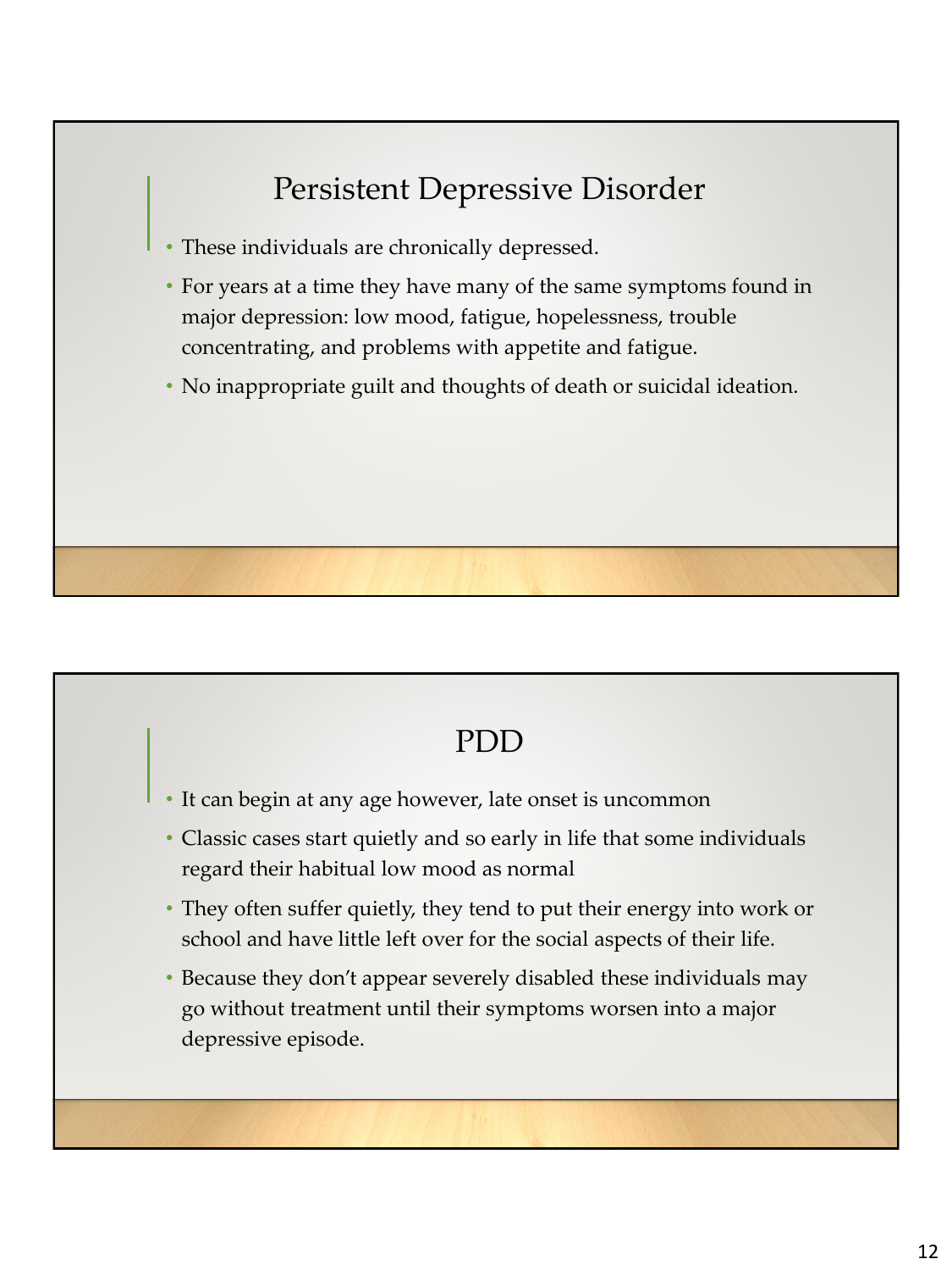## Persistent Depressive Disorder

- These individuals are chronically depressed.
- For years at a time they have many of the same symptoms found in major depression: low mood, fatigue, hopelessness, trouble concentrating, and problems with appetite and fatigue.
- No inappropriate guilt and thoughts of death or suicidal ideation.

## PDD

- It can begin at any age however, late onset is uncommon
- Classic cases start quietly and so early in life that some individuals regard their habitual low mood as normal
- They often suffer quietly, they tend to put their energy into work or school and have little left over for the social aspects of their life.
- Because they don't appear severely disabled these individuals may go without treatment until their symptoms worsen into a major depressive episode.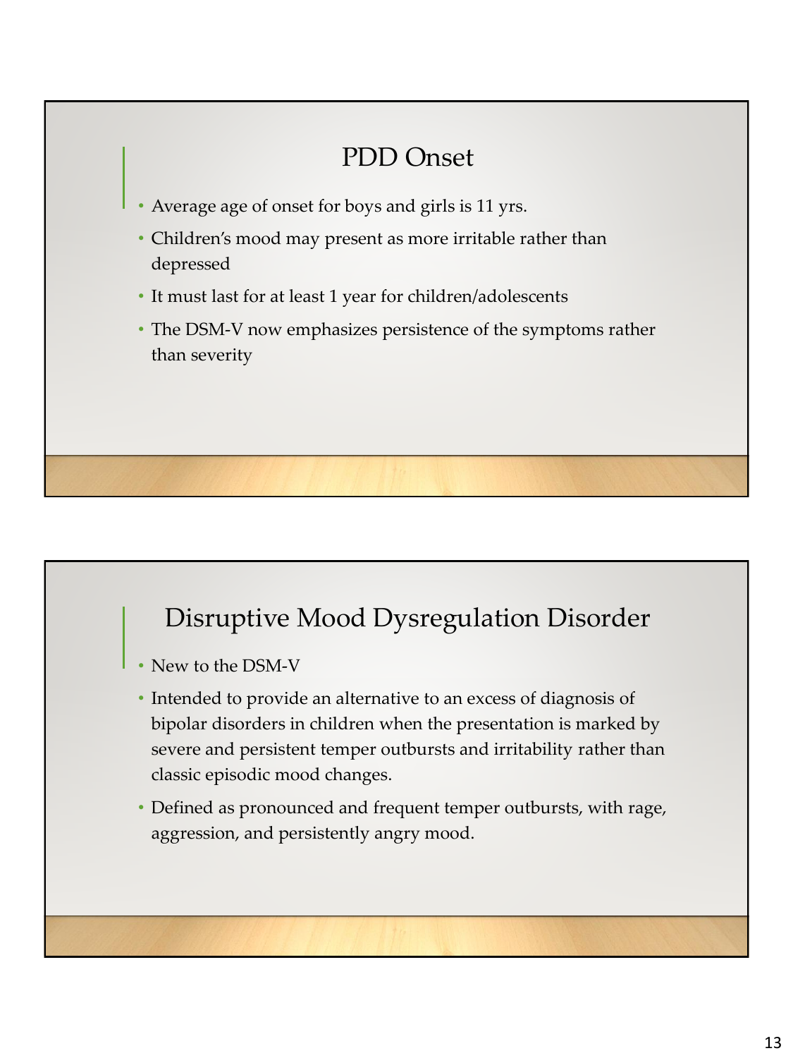## PDD Onset

- Average age of onset for boys and girls is 11 yrs.
- Children's mood may present as more irritable rather than depressed
- It must last for at least 1 year for children/adolescents
- The DSM-V now emphasizes persistence of the symptoms rather than severity

## Disruptive Mood Dysregulation Disorder

- New to the DSM-V
- Intended to provide an alternative to an excess of diagnosis of bipolar disorders in children when the presentation is marked by severe and persistent temper outbursts and irritability rather than classic episodic mood changes.
- Defined as pronounced and frequent temper outbursts, with rage, aggression, and persistently angry mood.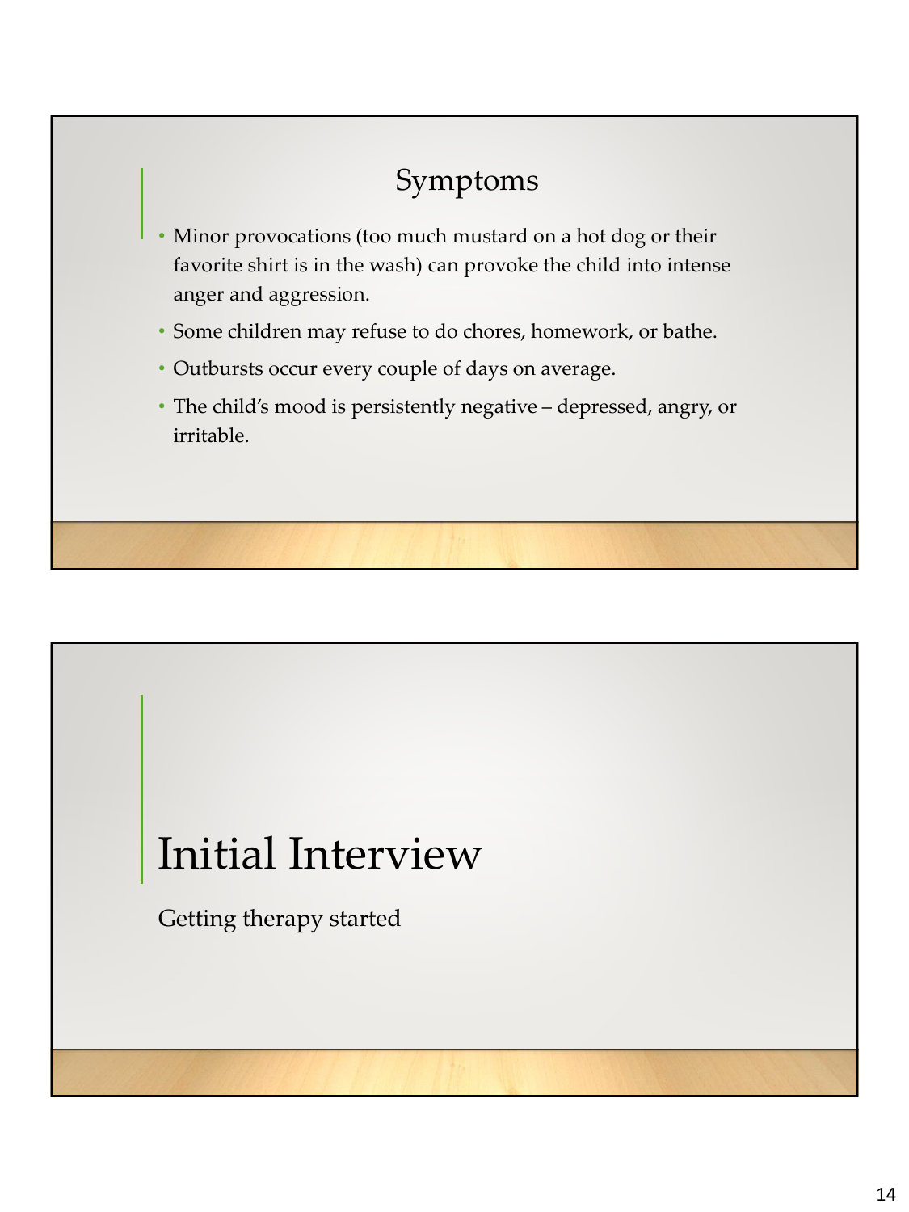## Symptoms

- Minor provocations (too much mustard on a hot dog or their favorite shirt is in the wash) can provoke the child into intense anger and aggression.
- Some children may refuse to do chores, homework, or bathe.
- Outbursts occur every couple of days on average.
- The child's mood is persistently negative – depressed, angry, or irritable.

# Initial Interview

Getting therapy started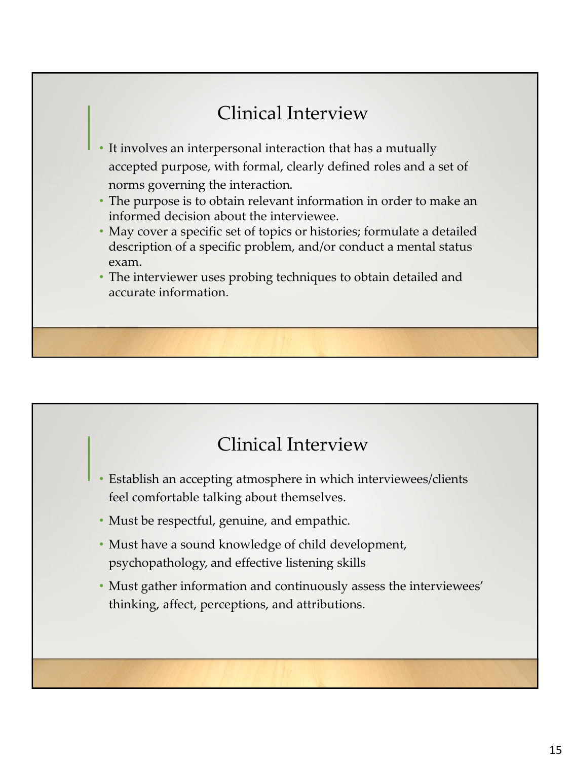## Clinical Interview

- It involves an interpersonal interaction that has a mutually accepted purpose, with formal, clearly defined roles and a set of norms governing the interaction.
- The purpose is to obtain relevant information in order to make an informed decision about the interviewee.
- May cover a specific set of topics or histories; formulate a detailed description of a specific problem, and/or conduct a mental status exam.
- The interviewer uses probing techniques to obtain detailed and accurate information.

## Clinical Interview

- Establish an accepting atmosphere in which interviewees/clients feel comfortable talking about themselves.
- Must be respectful, genuine, and empathic.
- Must have a sound knowledge of child development, psychopathology, and effective listening skills
- Must gather information and continuously assess the interviewees' thinking, affect, perceptions, and attributions.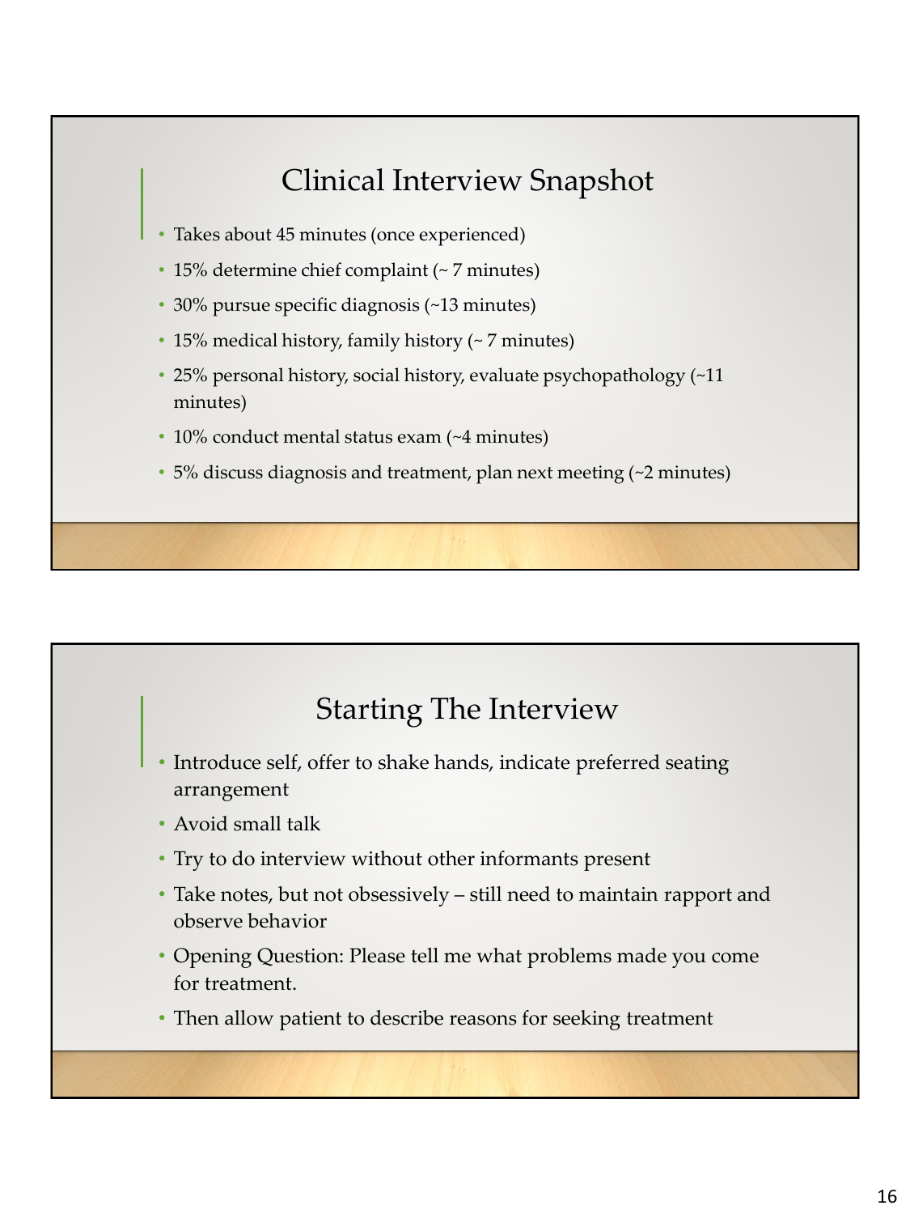## Clinical Interview Snapshot

- Takes about 45 minutes (once experienced)
- 15% determine chief complaint (~ 7 minutes)
- 30% pursue specific diagnosis (~13 minutes)
- 15% medical history, family history (~ 7 minutes)
- 25% personal history, social history, evaluate psychopathology (~11 minutes)
- 10% conduct mental status exam (~4 minutes)
- 5% discuss diagnosis and treatment, plan next meeting (~2 minutes)

## Starting The Interview

- Introduce self, offer to shake hands, indicate preferred seating arrangement
- Avoid small talk
- Try to do interview without other informants present
- Take notes, but not obsessively – still need to maintain rapport and observe behavior
- Opening Question: Please tell me what problems made you come for treatment.
- Then allow patient to describe reasons for seeking treatment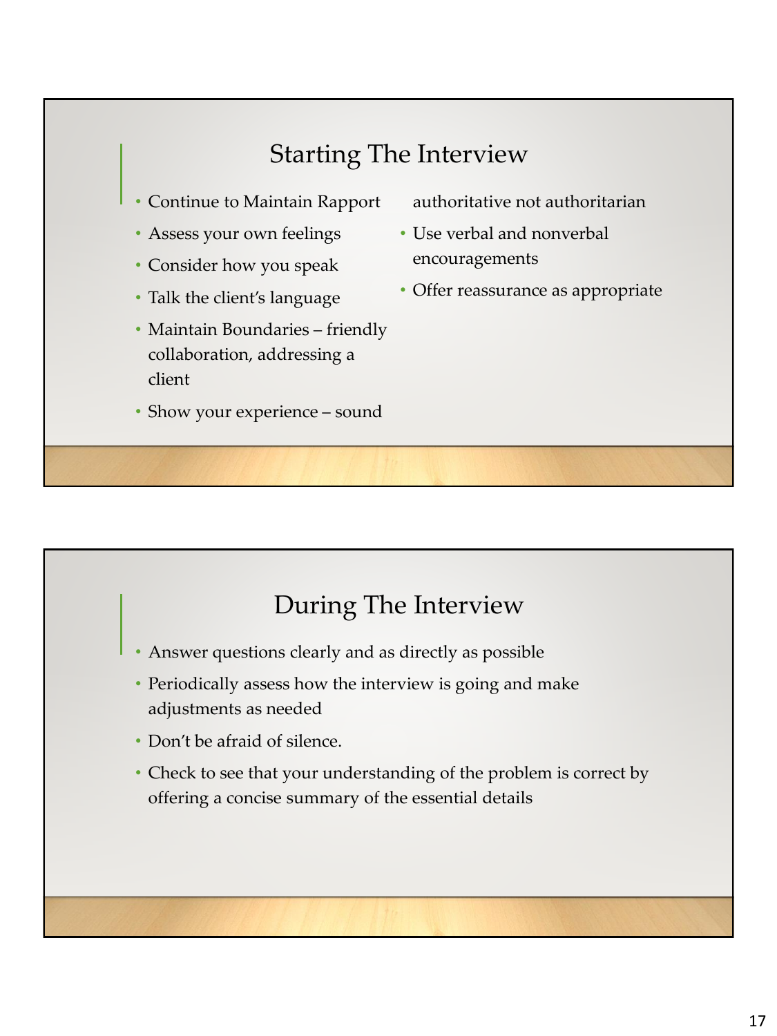## Starting The Interview

- Continue to Maintain Rapport
- Assess your own feelings
- Consider how you speak
- Talk the client's language
- Maintain Boundaries – friendly collaboration, addressing a client
- Show your experience – sound authoritative not authoritarian
- Use verbal and nonverbal encouragements
- Offer reassurance as appropriate

## During The Interview

- Answer questions clearly and as directly as possible
- Periodically assess how the interview is going and make adjustments as needed
- Don't be afraid of silence.
- Check to see that your understanding of the problem is correct by offering a concise summary of the essential details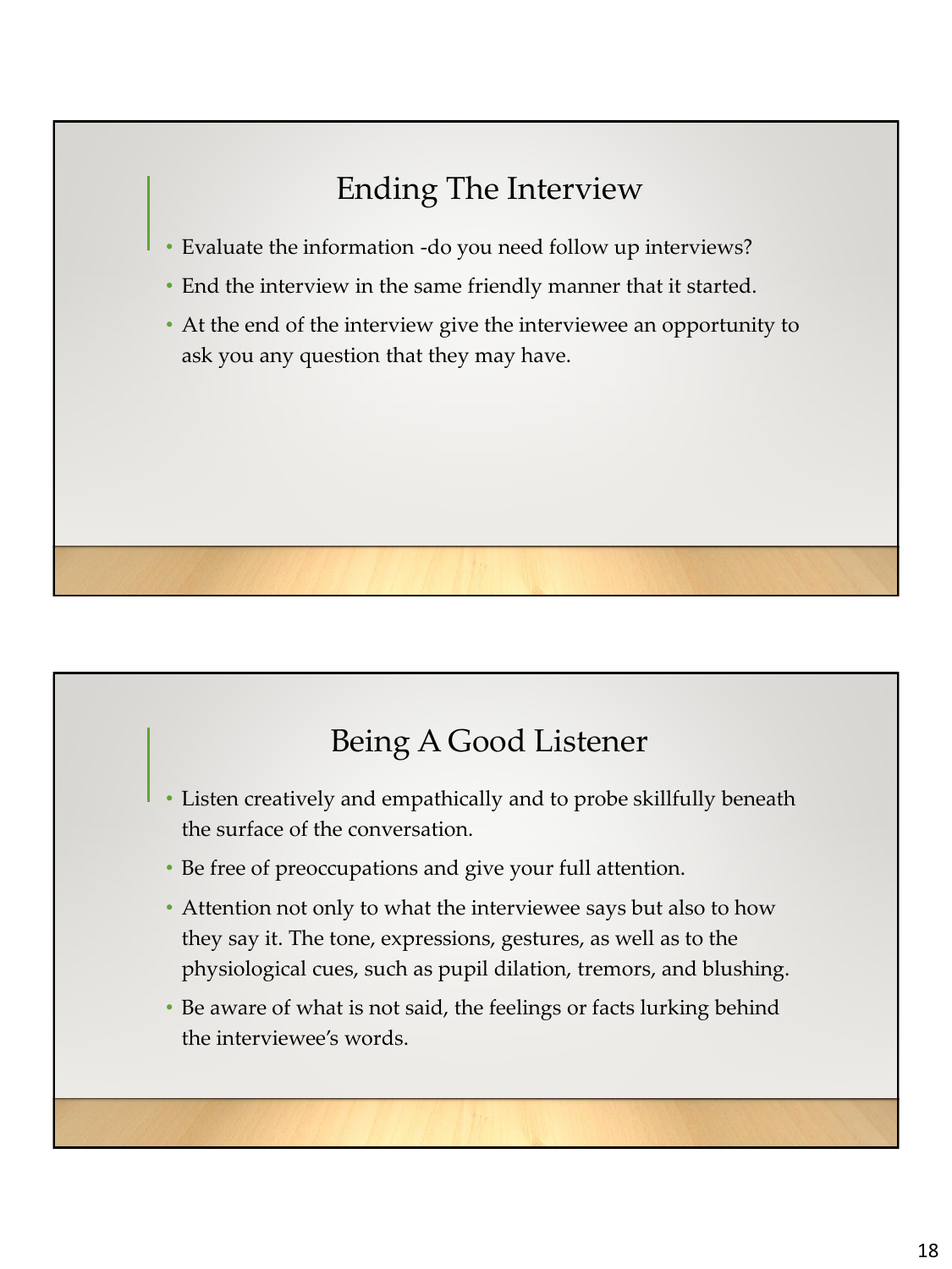## Ending The Interview

- Evaluate the information -do you need follow up interviews?
- End the interview in the same friendly manner that it started.
- At the end of the interview give the interviewee an opportunity to ask you any question that they may have.

## Being A Good Listener

- Listen creatively and empathically and to probe skillfully beneath the surface of the conversation.
- Be free of preoccupations and give your full attention.
- Attention not only to what the interviewee says but also to how they say it. The tone, expressions, gestures, as well as to the physiological cues, such as pupil dilation, tremors, and blushing.
- Be aware of what is not said, the feelings or facts lurking behind the interviewee's words.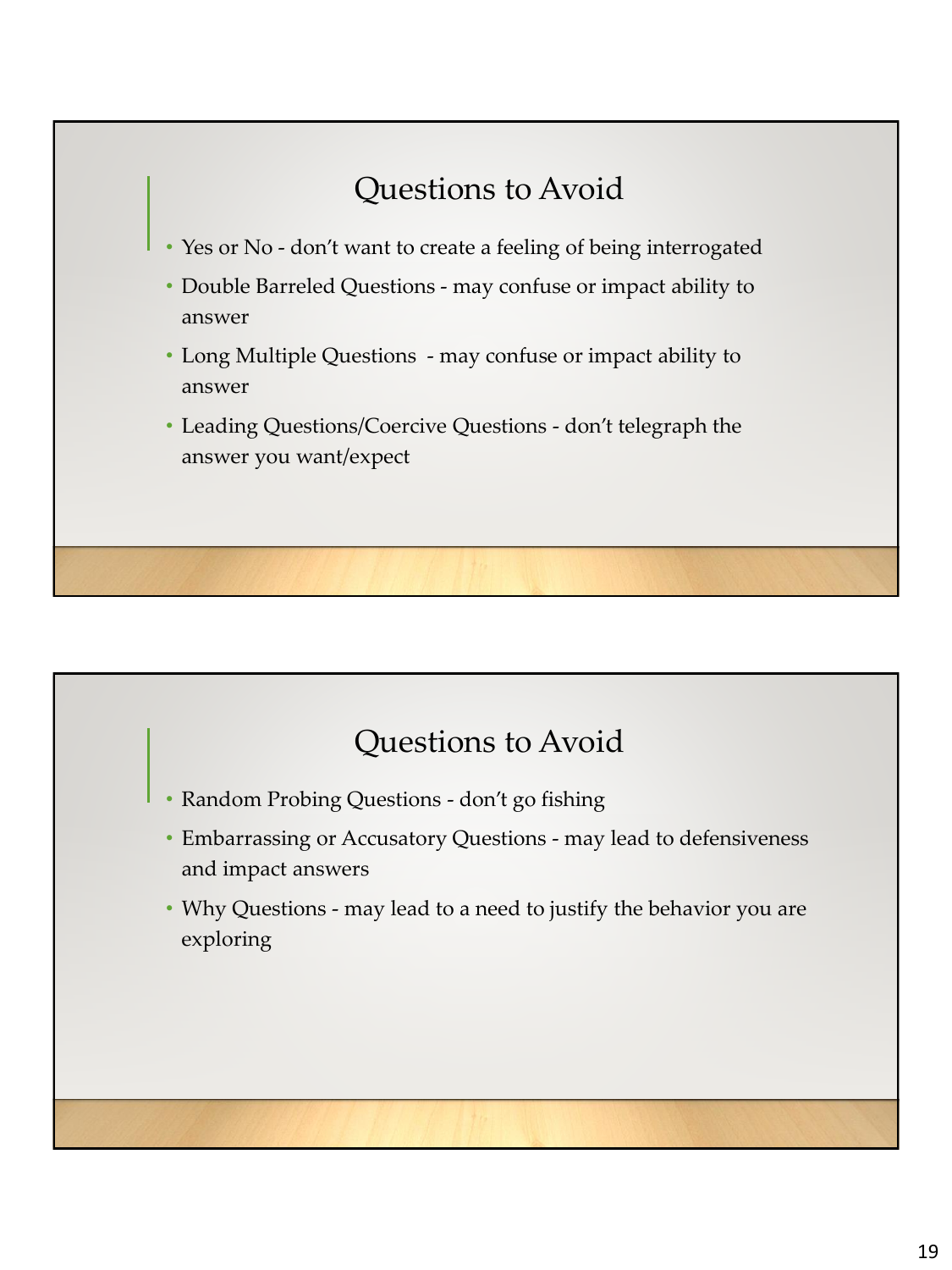## Questions to Avoid

- Yes or No - don’t want to create a feeling of being interrogated
- Double Barreled Questions - may confuse or impact ability to answer
- Long Multiple Questions - may confuse or impact ability to answer
- Leading Questions/Coercive Questions - don’t telegraph the answer you want/expect

## Questions to Avoid

- Random Probing Questions - don’t go fishing
- Embarrassing or Accusatory Questions - may lead to defensiveness and impact answers
- Why Questions - may lead to a need to justify the behavior you are exploring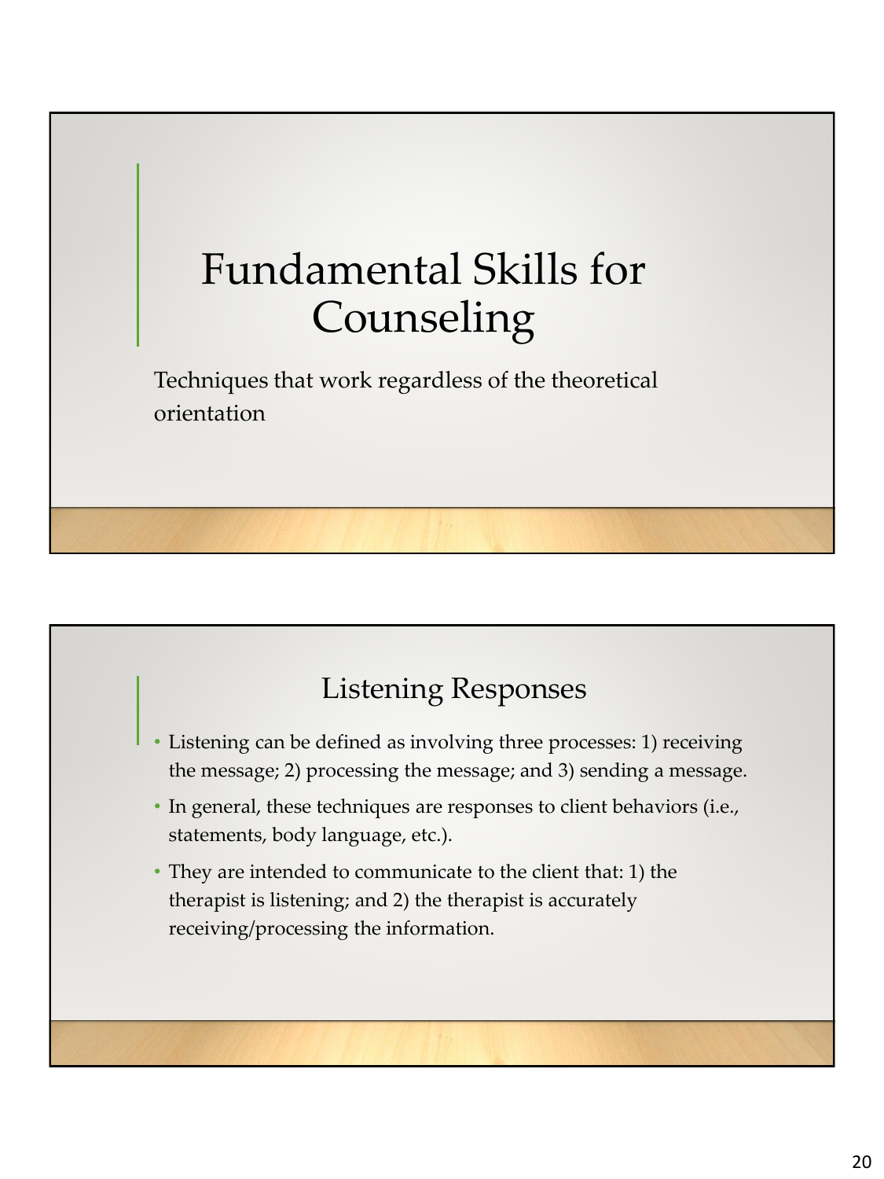# Fundamental Skills for Counseling

Techniques that work regardless of the theoretical orientation

## Listening Responses

- Listening can be defined as involving three processes: 1) receiving the message; 2) processing the message; and 3) sending a message.
- In general, these techniques are responses to client behaviors (i.e., statements, body language, etc.).
- They are intended to communicate to the client that: 1) the therapist is listening; and 2) the therapist is accurately receiving/processing the information.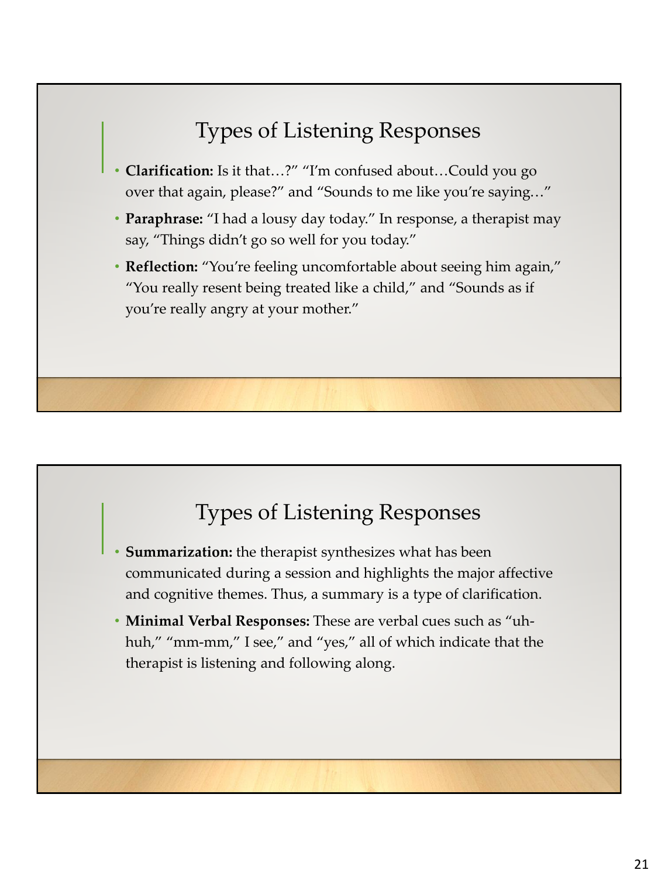## Types of Listening Responses

- **Clarification:** Is it that…?" "I'm confused about…Could you go over that again, please?" and "Sounds to me like you're saying…"
- **Paraphrase:** "I had a lousy day today." In response, a therapist may say, "Things didn't go so well for you today."
- **Reflection:** "You're feeling uncomfortable about seeing him again," "You really resent being treated like a child," and "Sounds as if you're really angry at your mother."

## Types of Listening Responses

- **Summarization:** the therapist synthesizes what has been communicated during a session and highlights the major affective and cognitive themes. Thus, a summary is a type of clarification.
- **Minimal Verbal Responses:** These are verbal cues such as "uh-huh," "mm-mm," I see," and "yes," all of which indicate that the therapist is listening and following along.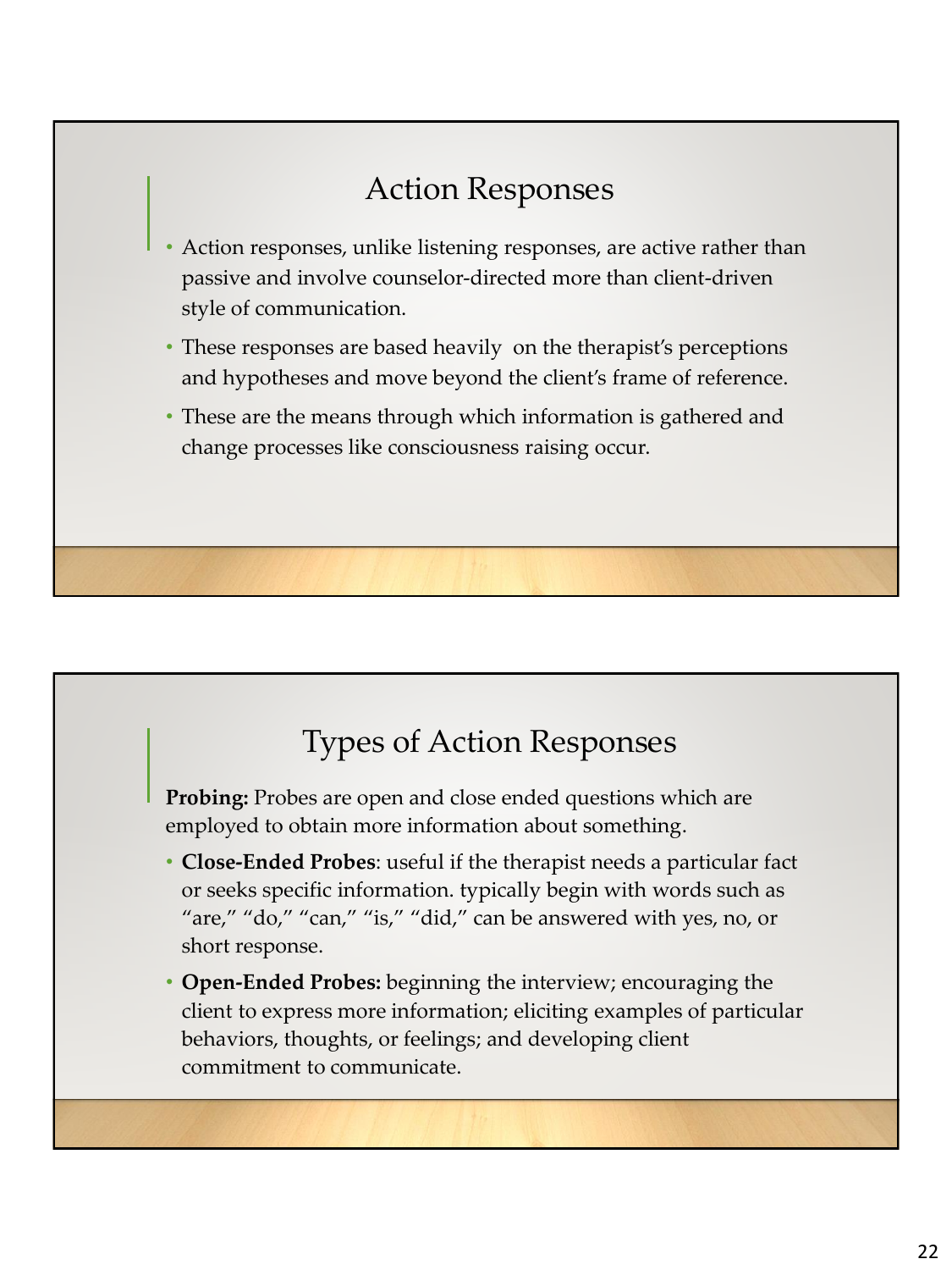## Action Responses

- Action responses, unlike listening responses, are active rather than passive and involve counselor-directed more than client-driven style of communication.
- These responses are based heavily on the therapist's perceptions and hypotheses and move beyond the client's frame of reference.
- These are the means through which information is gathered and change processes like consciousness raising occur.

## Types of Action Responses

**Probing:** Probes are open and close ended questions which are employed to obtain more information about something.

- **Close-Ended Probes**: useful if the therapist needs a particular fact or seeks specific information. typically begin with words such as "are," "do," "can," "is," "did," can be answered with yes, no, or short response.
- **Open-Ended Probes:** beginning the interview; encouraging the client to express more information; eliciting examples of particular behaviors, thoughts, or feelings; and developing client commitment to communicate.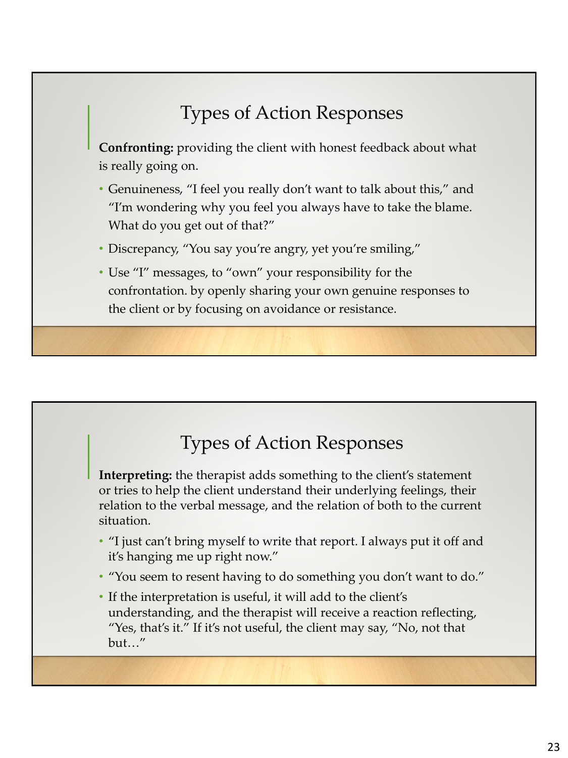## Types of Action Responses

**Confronting:** providing the client with honest feedback about what is really going on.

- Genuineness, “I feel you really don’t want to talk about this,” and “I’m wondering why you feel you always have to take the blame. What do you get out of that?”
- Discrepancy, “You say you’re angry, yet you’re smiling,”
- Use “I” messages, to “own” your responsibility for the confrontation. by openly sharing your own genuine responses to the client or by focusing on avoidance or resistance.

## Types of Action Responses

**Interpreting:** the therapist adds something to the client’s statement or tries to help the client understand their underlying feelings, their relation to the verbal message, and the relation of both to the current situation.

- “I just can’t bring myself to write that report. I always put it off and it’s hanging me up right now.”
- “You seem to resent having to do something you don’t want to do.”
- If the interpretation is useful, it will add to the client’s understanding, and the therapist will receive a reaction reflecting, “Yes, that’s it.” If it’s not useful, the client may say, “No, not that but…”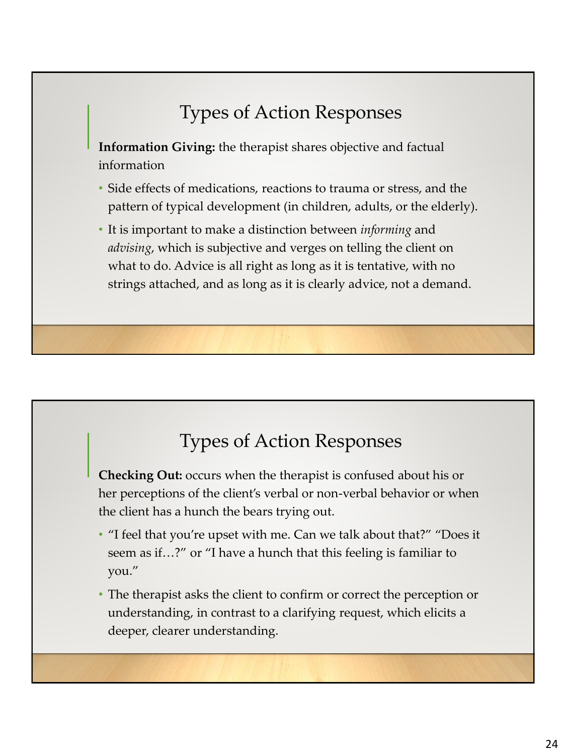## Types of Action Responses

**Information Giving:** the therapist shares objective and factual information

- Side effects of medications, reactions to trauma or stress, and the pattern of typical development (in children, adults, or the elderly).
- It is important to make a distinction between *informing* and *advising*, which is subjective and verges on telling the client on what to do. Advice is all right as long as it is tentative, with no strings attached, and as long as it is clearly advice, not a demand.

## Types of Action Responses

**Checking Out:** occurs when the therapist is confused about his or her perceptions of the client's verbal or non-verbal behavior or when the client has a hunch the bears trying out.

- "I feel that you're upset with me. Can we talk about that?" "Does it seem as if…?" or "I have a hunch that this feeling is familiar to you."
- The therapist asks the client to confirm or correct the perception or understanding, in contrast to a clarifying request, which elicits a deeper, clearer understanding.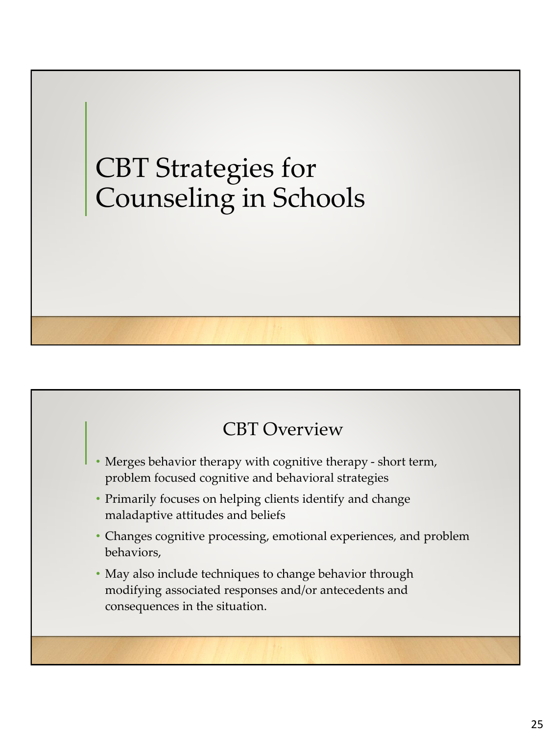# CBT Strategies for Counseling in Schools

## CBT Overview

- Merges behavior therapy with cognitive therapy - short term, problem focused cognitive and behavioral strategies
- Primarily focuses on helping clients identify and change maladaptive attitudes and beliefs
- Changes cognitive processing, emotional experiences, and problem behaviors,
- May also include techniques to change behavior through modifying associated responses and/or antecedents and consequences in the situation.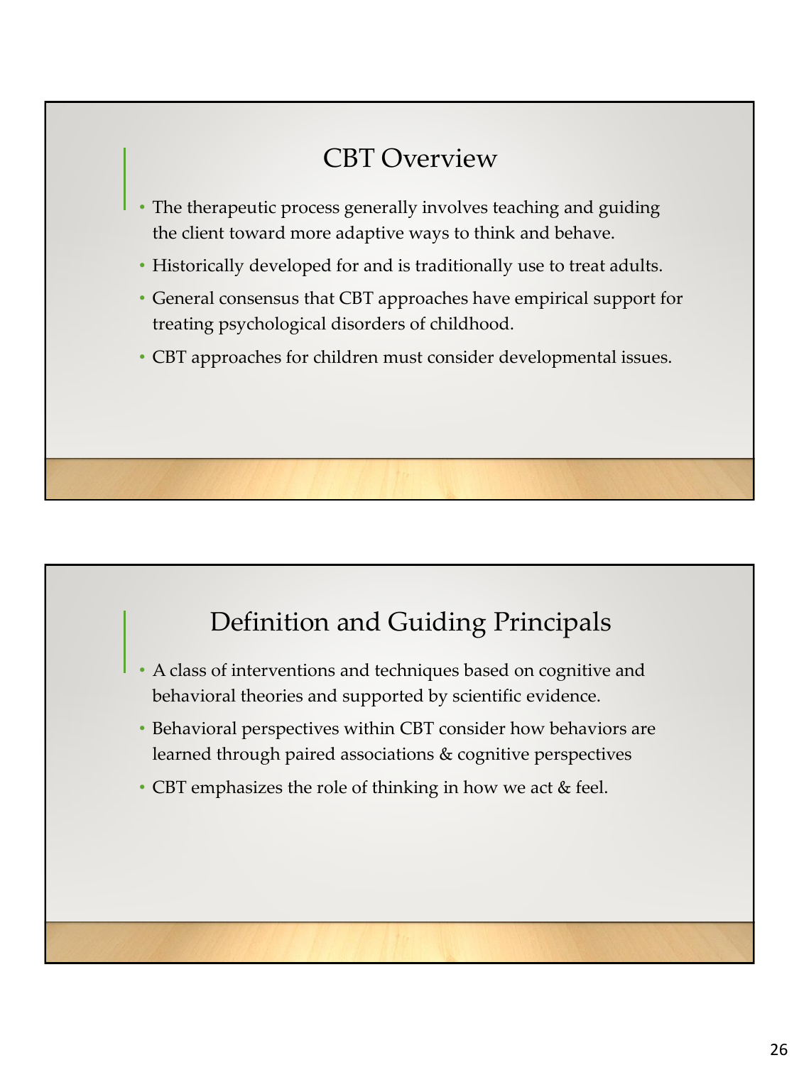## CBT Overview

- The therapeutic process generally involves teaching and guiding the client toward more adaptive ways to think and behave.
- Historically developed for and is traditionally use to treat adults.
- General consensus that CBT approaches have empirical support for treating psychological disorders of childhood.
- CBT approaches for children must consider developmental issues.

## Definition and Guiding Principals

- A class of interventions and techniques based on cognitive and behavioral theories and supported by scientific evidence.
- Behavioral perspectives within CBT consider how behaviors are learned through paired associations & cognitive perspectives
- CBT emphasizes the role of thinking in how we act & feel.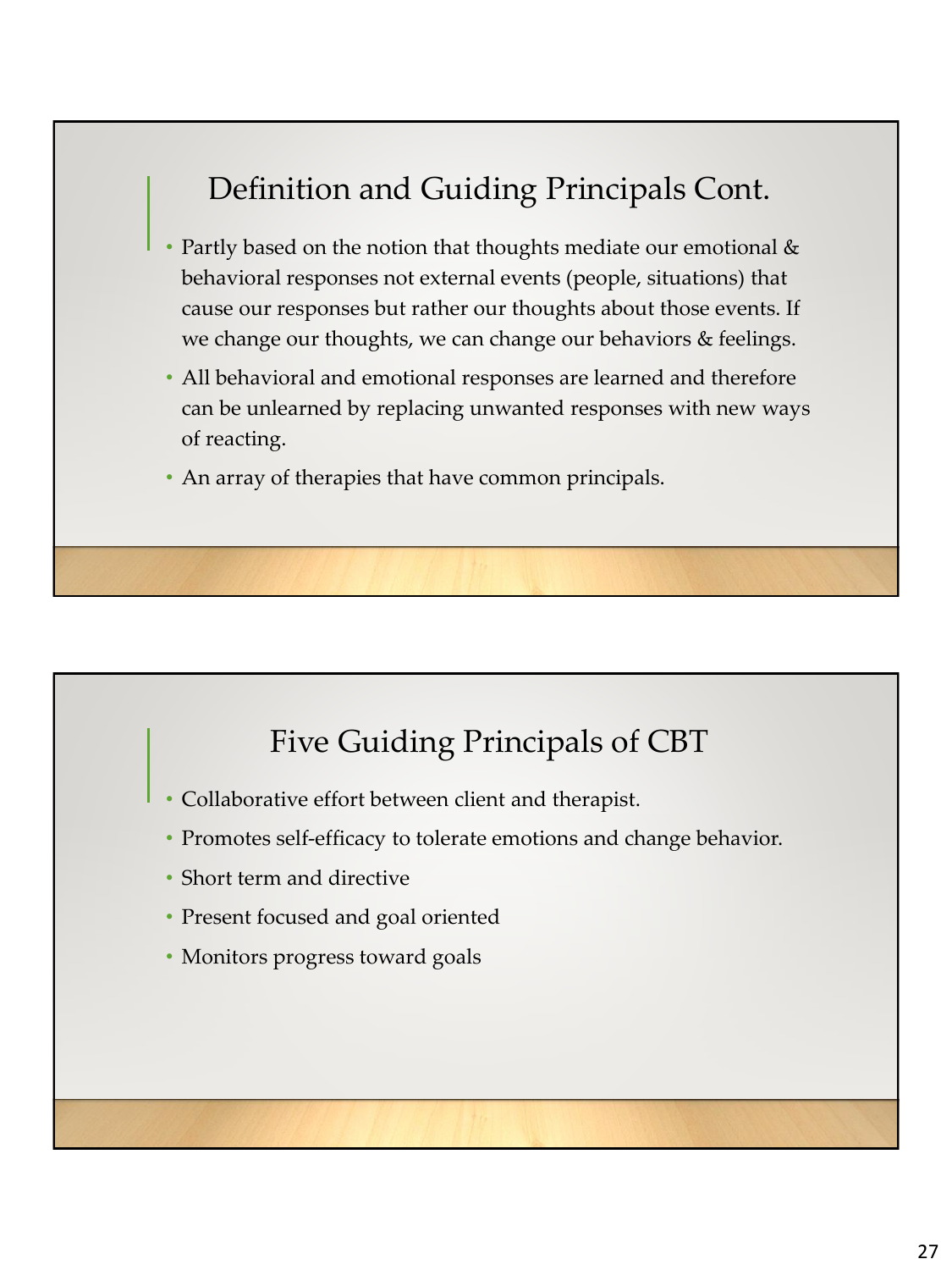## Definition and Guiding Principals Cont.

- Partly based on the notion that thoughts mediate our emotional & behavioral responses not external events (people, situations) that cause our responses but rather our thoughts about those events. If we change our thoughts, we can change our behaviors & feelings.
- All behavioral and emotional responses are learned and therefore can be unlearned by replacing unwanted responses with new ways of reacting.
- An array of therapies that have common principals.

## Five Guiding Principals of CBT

- Collaborative effort between client and therapist.
- Promotes self-efficacy to tolerate emotions and change behavior.
- Short term and directive
- Present focused and goal oriented
- Monitors progress toward goals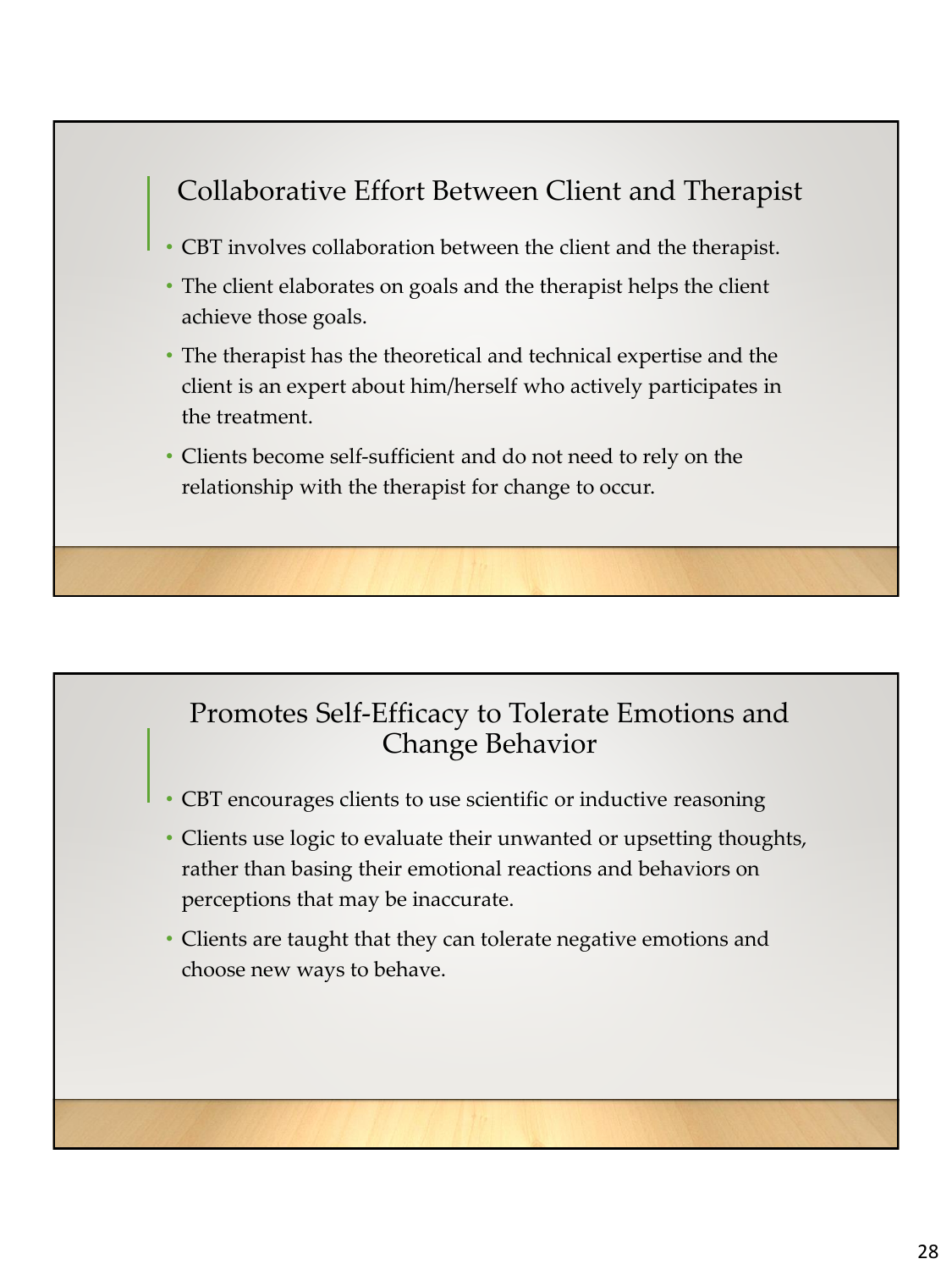## Collaborative Effort Between Client and Therapist

- CBT involves collaboration between the client and the therapist.
- The client elaborates on goals and the therapist helps the client achieve those goals.
- The therapist has the theoretical and technical expertise and the client is an expert about him/herself who actively participates in the treatment.
- Clients become self-sufficient and do not need to rely on the relationship with the therapist for change to occur.

## Promotes Self-Efficacy to Tolerate Emotions and Change Behavior

- CBT encourages clients to use scientific or inductive reasoning
- Clients use logic to evaluate their unwanted or upsetting thoughts, rather than basing their emotional reactions and behaviors on perceptions that may be inaccurate.
- Clients are taught that they can tolerate negative emotions and choose new ways to behave.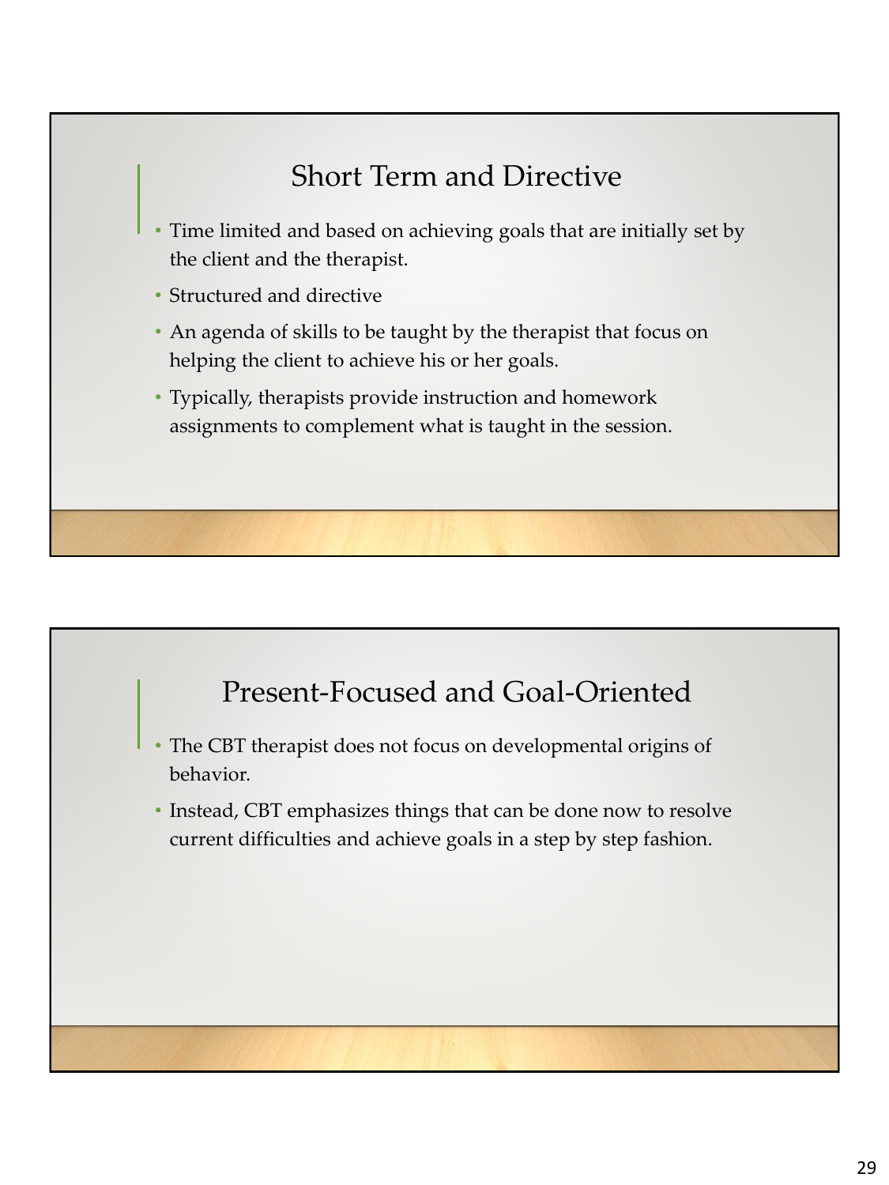## Short Term and Directive

- Time limited and based on achieving goals that are initially set by the client and the therapist.
- Structured and directive
- An agenda of skills to be taught by the therapist that focus on helping the client to achieve his or her goals.
- Typically, therapists provide instruction and homework assignments to complement what is taught in the session.

## Present-Focused and Goal-Oriented

- The CBT therapist does not focus on developmental origins of behavior.
- Instead, CBT emphasizes things that can be done now to resolve current difficulties and achieve goals in a step by step fashion.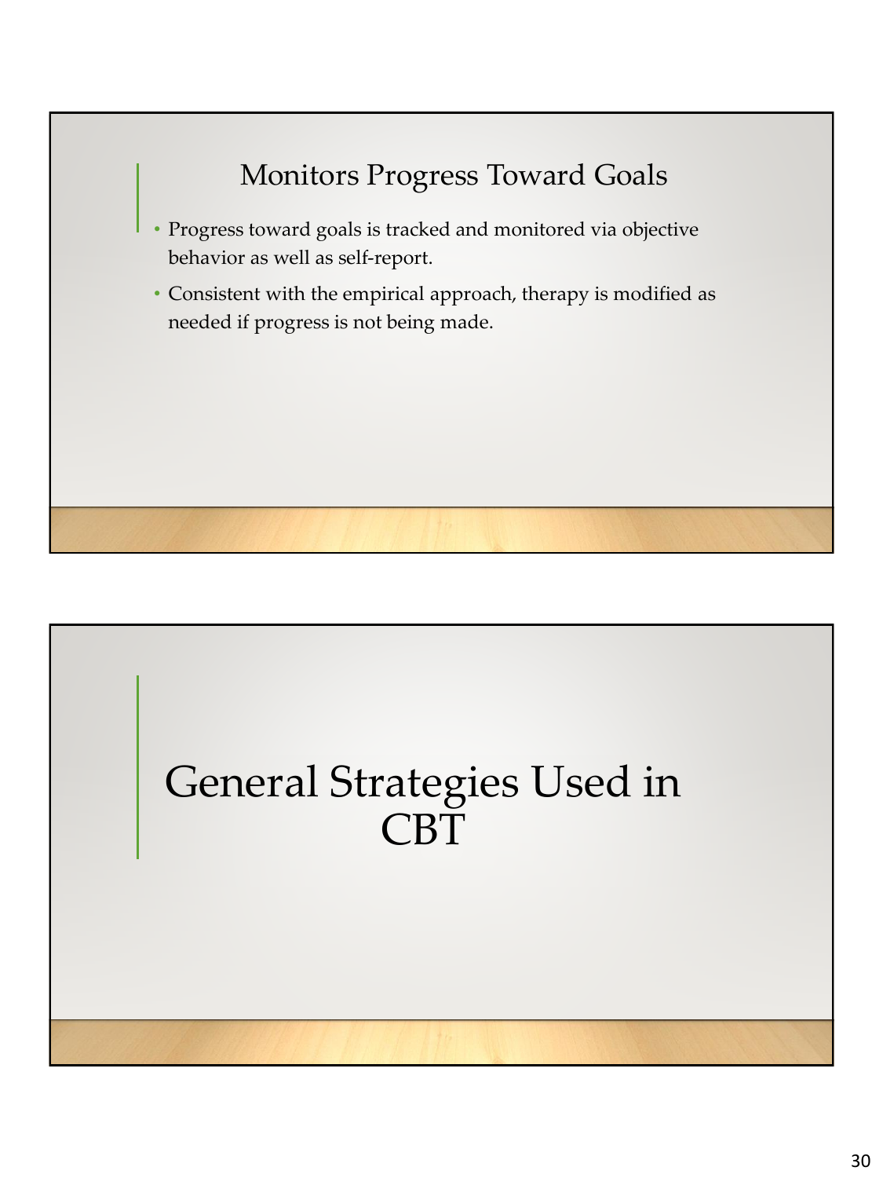## Monitors Progress Toward Goals

- Progress toward goals is tracked and monitored via objective behavior as well as self-report.
- Consistent with the empirical approach, therapy is modified as needed if progress is not being made.

# General Strategies Used in CBT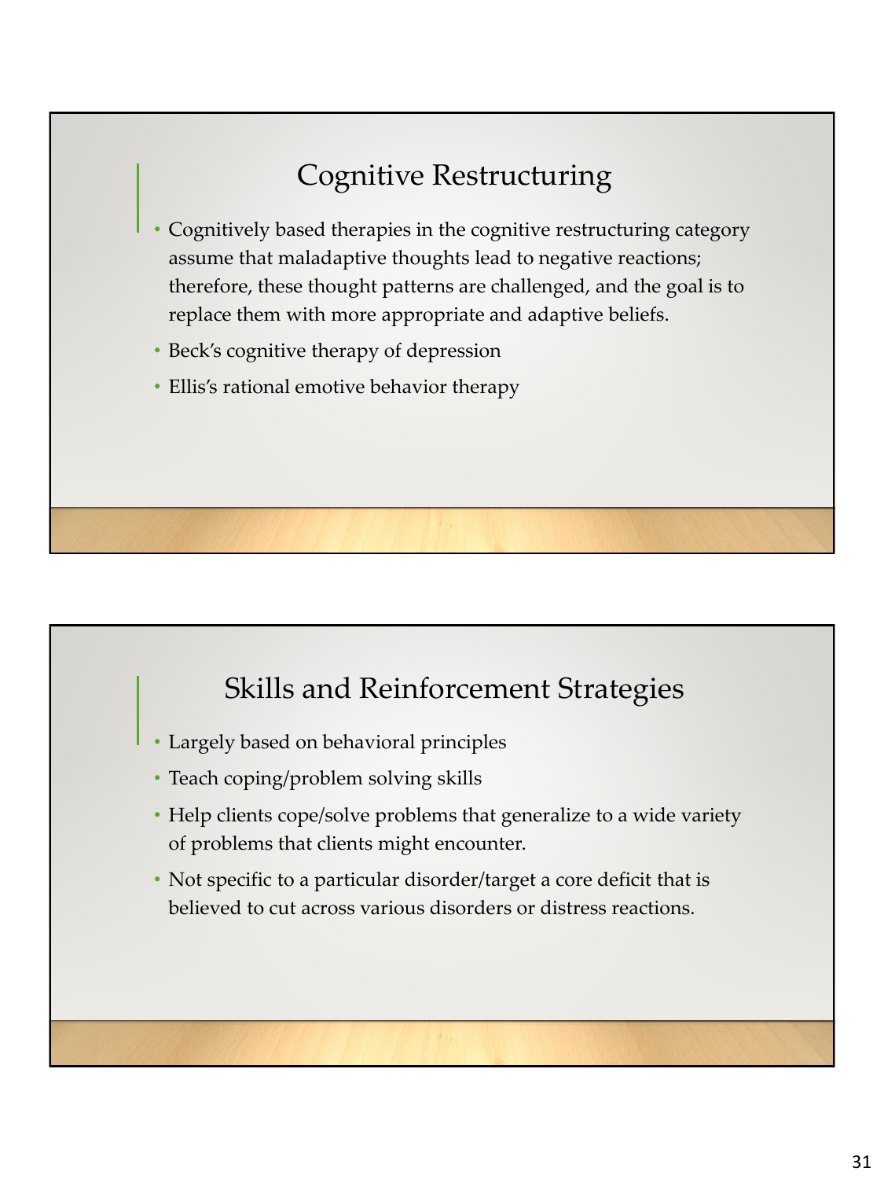## Cognitive Restructuring

- Cognitively based therapies in the cognitive restructuring category assume that maladaptive thoughts lead to negative reactions; therefore, these thought patterns are challenged, and the goal is to replace them with more appropriate and adaptive beliefs.
- Beck's cognitive therapy of depression
- Ellis's rational emotive behavior therapy

## Skills and Reinforcement Strategies

- Largely based on behavioral principles
- Teach coping/problem solving skills
- Help clients cope/solve problems that generalize to a wide variety of problems that clients might encounter.
- Not specific to a particular disorder/target a core deficit that is believed to cut across various disorders or distress reactions.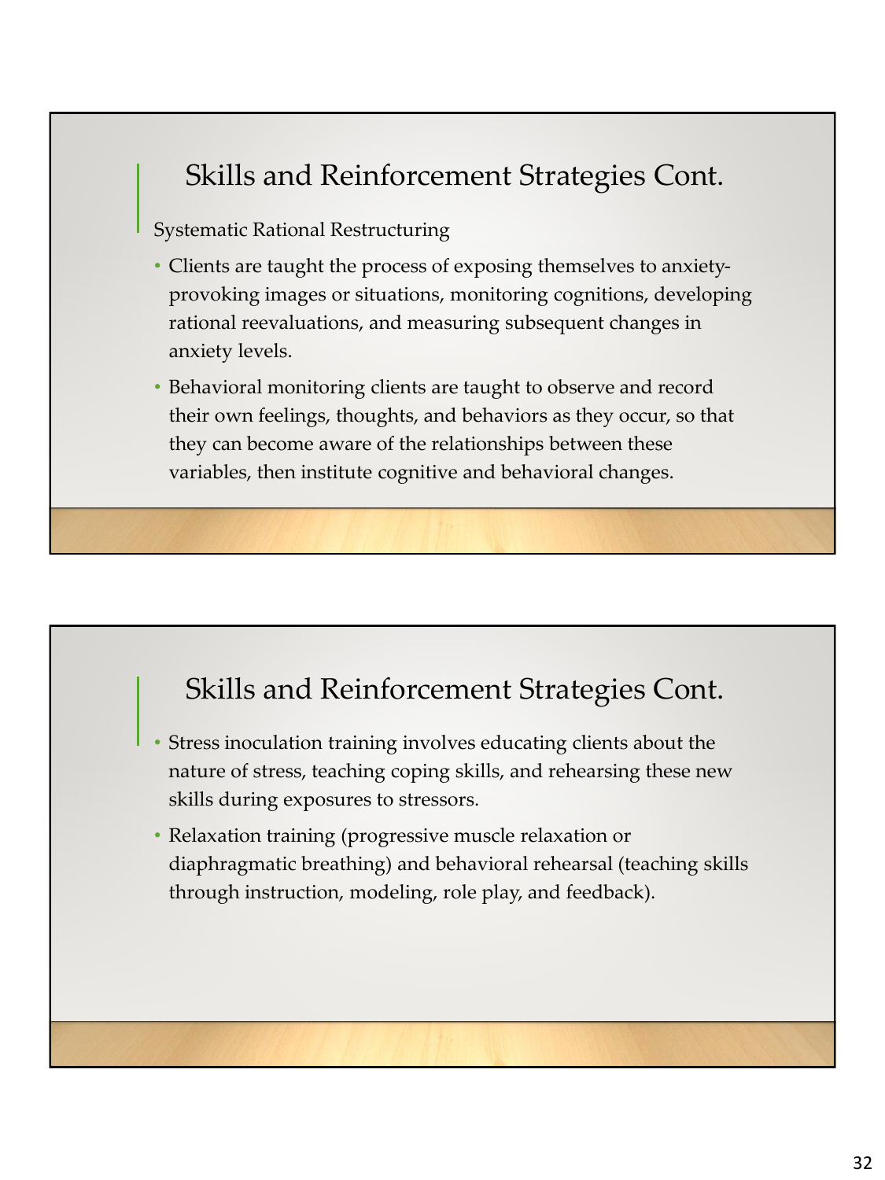## Skills and Reinforcement Strategies Cont.

Systematic Rational Restructuring

- Clients are taught the process of exposing themselves to anxiety-provoking images or situations, monitoring cognitions, developing rational reevaluations, and measuring subsequent changes in anxiety levels.
- Behavioral monitoring clients are taught to observe and record their own feelings, thoughts, and behaviors as they occur, so that they can become aware of the relationships between these variables, then institute cognitive and behavioral changes.

## Skills and Reinforcement Strategies Cont.

- Stress inoculation training involves educating clients about the nature of stress, teaching coping skills, and rehearsing these new skills during exposures to stressors.
- Relaxation training (progressive muscle relaxation or diaphragmatic breathing) and behavioral rehearsal (teaching skills through instruction, modeling, role play, and feedback).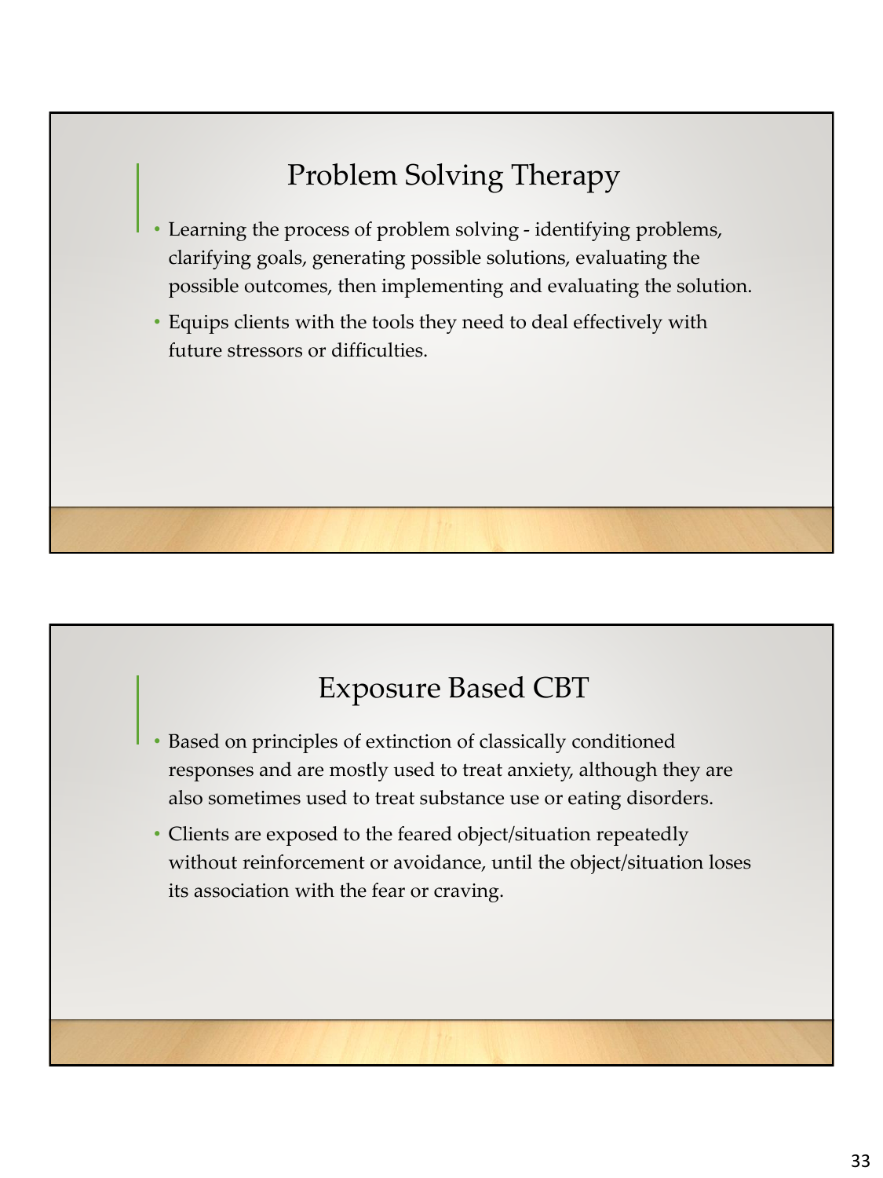## Problem Solving Therapy

- Learning the process of problem solving - identifying problems, clarifying goals, generating possible solutions, evaluating the possible outcomes, then implementing and evaluating the solution.
- Equips clients with the tools they need to deal effectively with future stressors or difficulties.

## Exposure Based CBT

- Based on principles of extinction of classically conditioned responses and are mostly used to treat anxiety, although they are also sometimes used to treat substance use or eating disorders.
- Clients are exposed to the feared object/situation repeatedly without reinforcement or avoidance, until the object/situation loses its association with the fear or craving.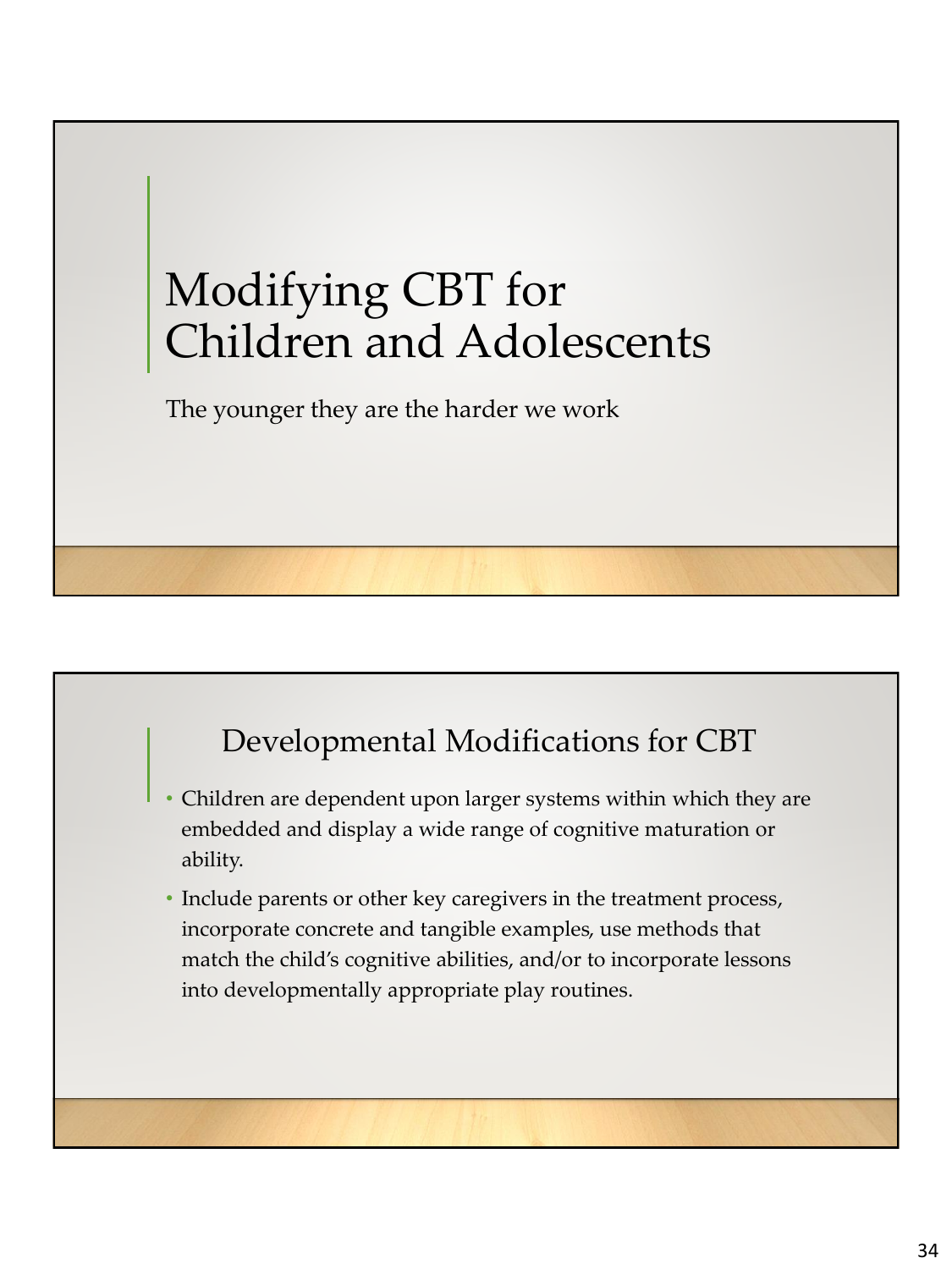# Modifying CBT for Children and Adolescents

The younger they are the harder we work

## Developmental Modifications for CBT

- Children are dependent upon larger systems within which they are embedded and display a wide range of cognitive maturation or ability.
- Include parents or other key caregivers in the treatment process, incorporate concrete and tangible examples, use methods that match the child's cognitive abilities, and/or to incorporate lessons into developmentally appropriate play routines.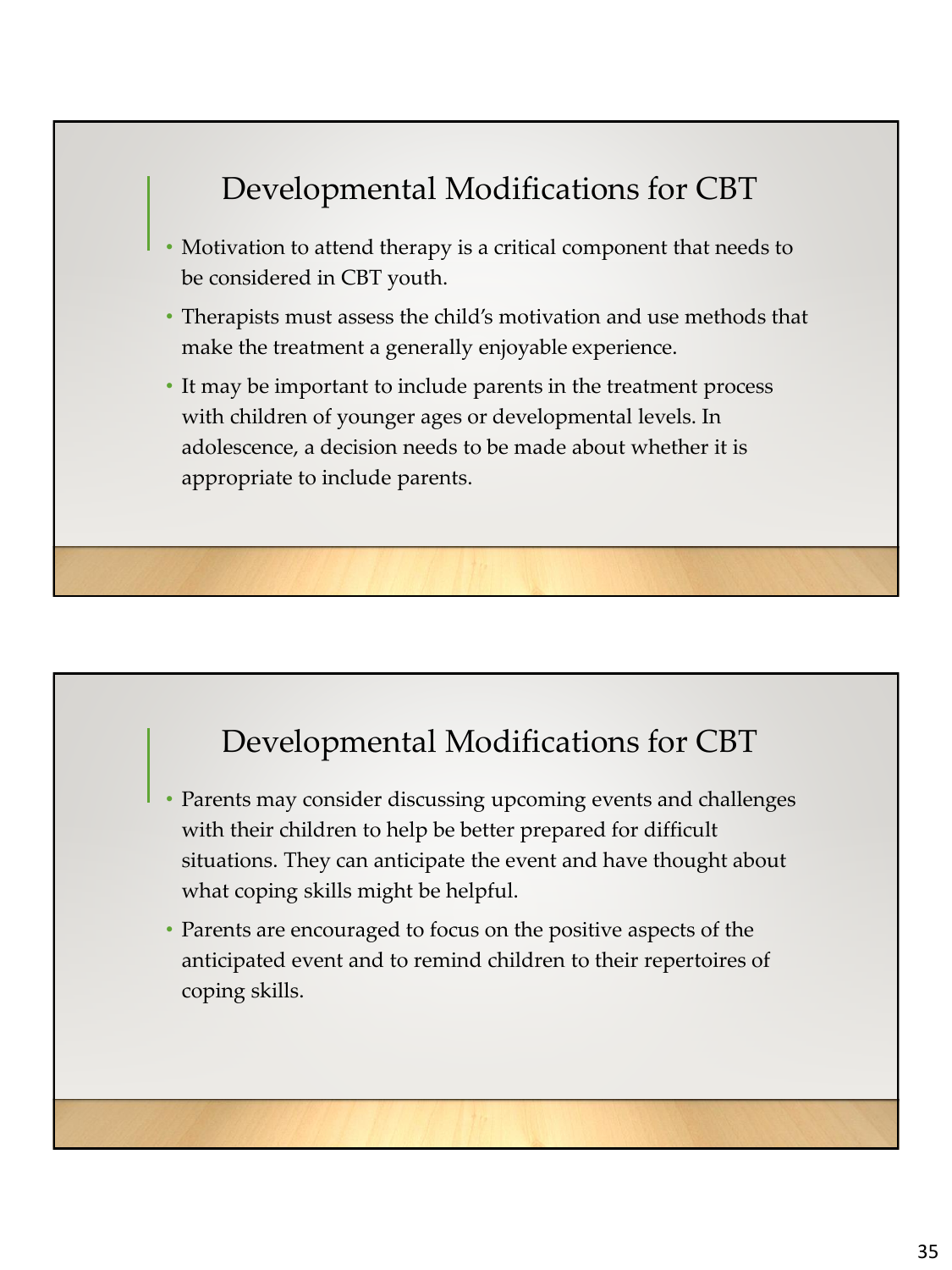## Developmental Modifications for CBT

- Motivation to attend therapy is a critical component that needs to be considered in CBT youth.
- Therapists must assess the child's motivation and use methods that make the treatment a generally enjoyable experience.
- It may be important to include parents in the treatment process with children of younger ages or developmental levels. In adolescence, a decision needs to be made about whether it is appropriate to include parents.

## Developmental Modifications for CBT

- Parents may consider discussing upcoming events and challenges with their children to help be better prepared for difficult situations. They can anticipate the event and have thought about what coping skills might be helpful.
- Parents are encouraged to focus on the positive aspects of the anticipated event and to remind children to their repertoires of coping skills.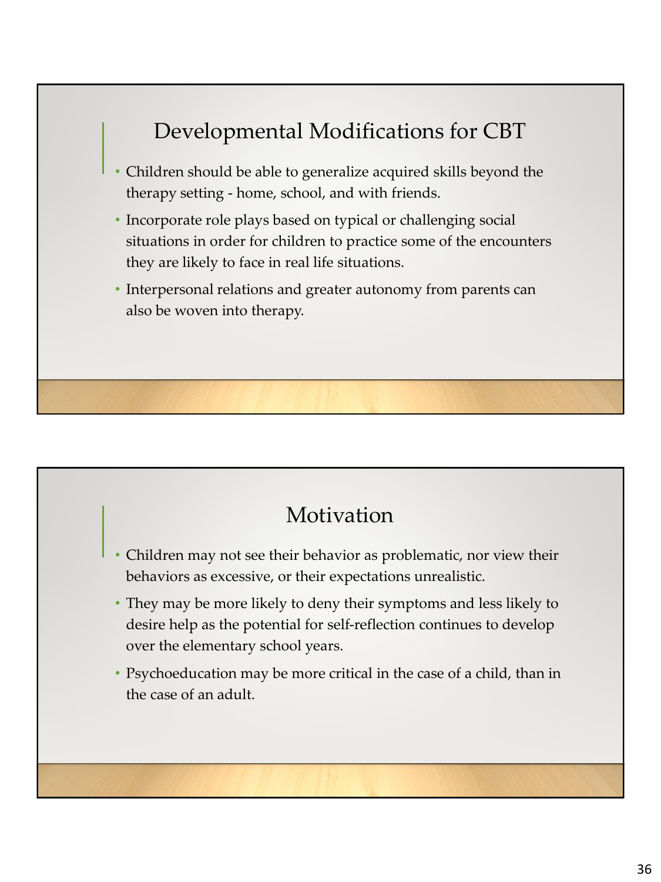## Developmental Modifications for CBT

- Children should be able to generalize acquired skills beyond the therapy setting - home, school, and with friends.
- Incorporate role plays based on typical or challenging social situations in order for children to practice some of the encounters they are likely to face in real life situations.
- Interpersonal relations and greater autonomy from parents can also be woven into therapy.

## Motivation

- Children may not see their behavior as problematic, nor view their behaviors as excessive, or their expectations unrealistic.
- They may be more likely to deny their symptoms and less likely to desire help as the potential for self-reflection continues to develop over the elementary school years.
- Psychoeducation may be more critical in the case of a child, than in the case of an adult.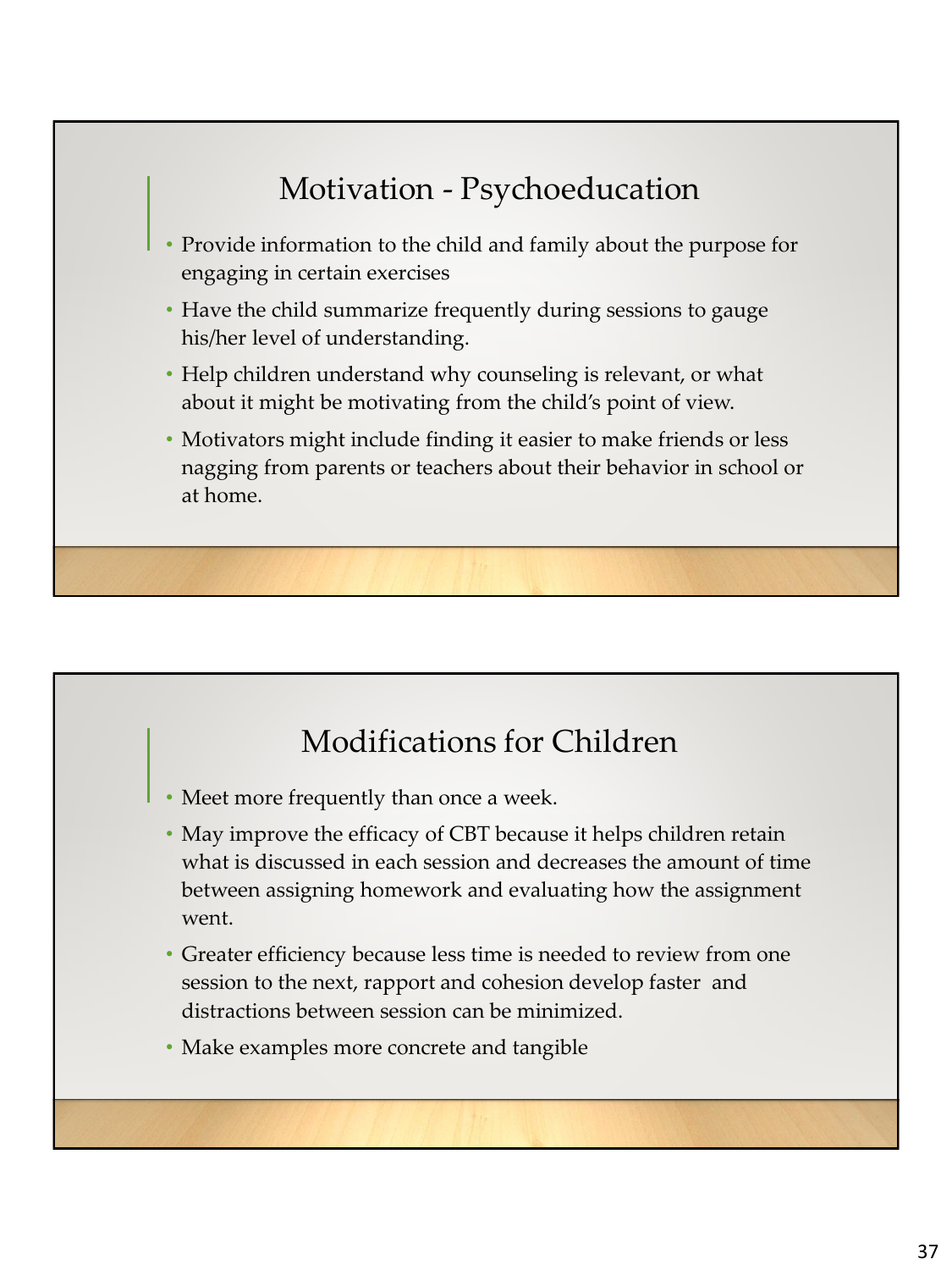## Motivation - Psychoeducation

- Provide information to the child and family about the purpose for engaging in certain exercises
- Have the child summarize frequently during sessions to gauge his/her level of understanding.
- Help children understand why counseling is relevant, or what about it might be motivating from the child's point of view.
- Motivators might include finding it easier to make friends or less nagging from parents or teachers about their behavior in school or at home.

## Modifications for Children

- Meet more frequently than once a week.
- May improve the efficacy of CBT because it helps children retain what is discussed in each session and decreases the amount of time between assigning homework and evaluating how the assignment went.
- Greater efficiency because less time is needed to review from one session to the next, rapport and cohesion develop faster and distractions between session can be minimized.
- Make examples more concrete and tangible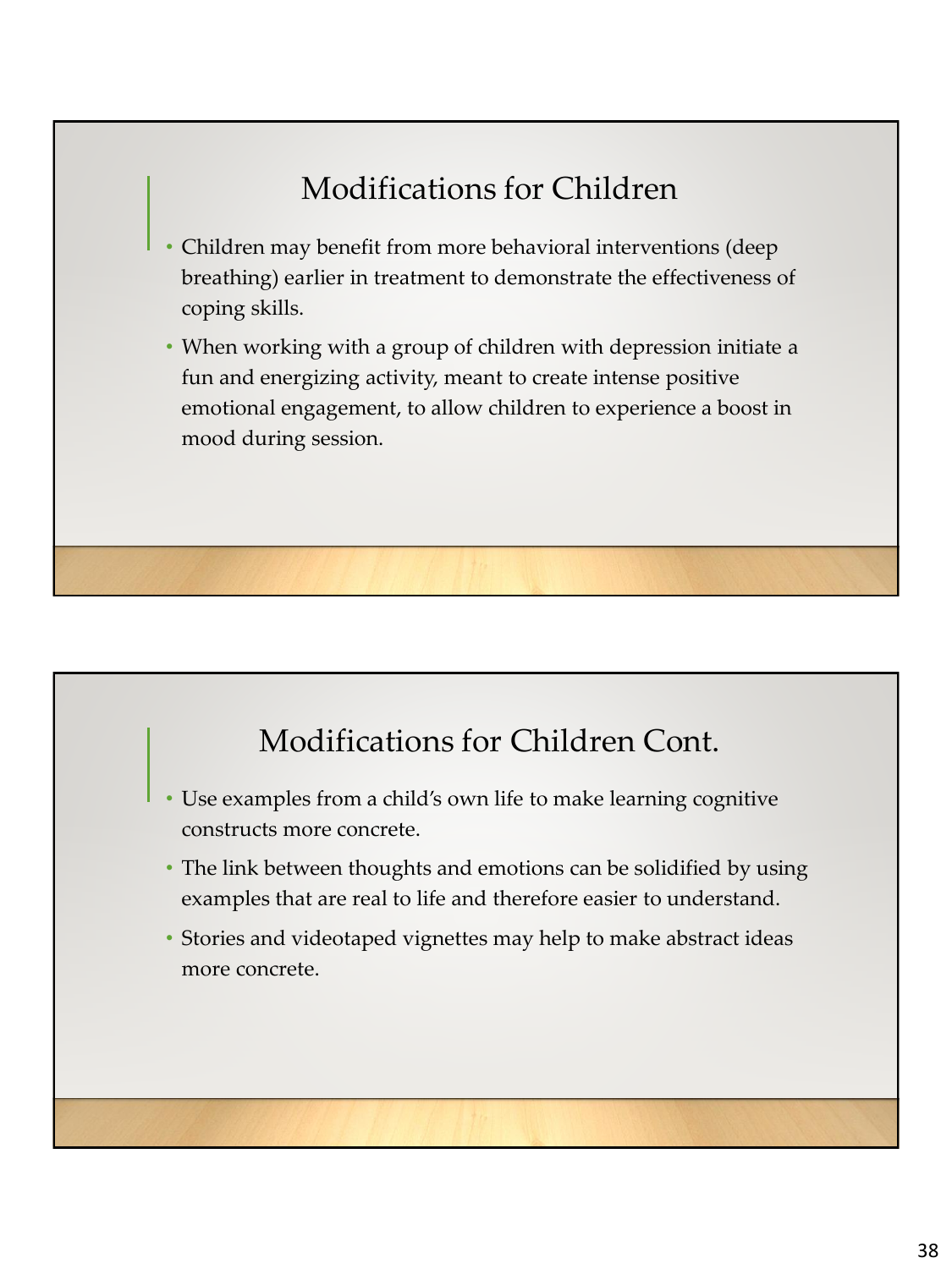## Modifications for Children

- Children may benefit from more behavioral interventions (deep breathing) earlier in treatment to demonstrate the effectiveness of coping skills.
- When working with a group of children with depression initiate a fun and energizing activity, meant to create intense positive emotional engagement, to allow children to experience a boost in mood during session.

## Modifications for Children Cont.

- Use examples from a child's own life to make learning cognitive constructs more concrete.
- The link between thoughts and emotions can be solidified by using examples that are real to life and therefore easier to understand.
- Stories and videotaped vignettes may help to make abstract ideas more concrete.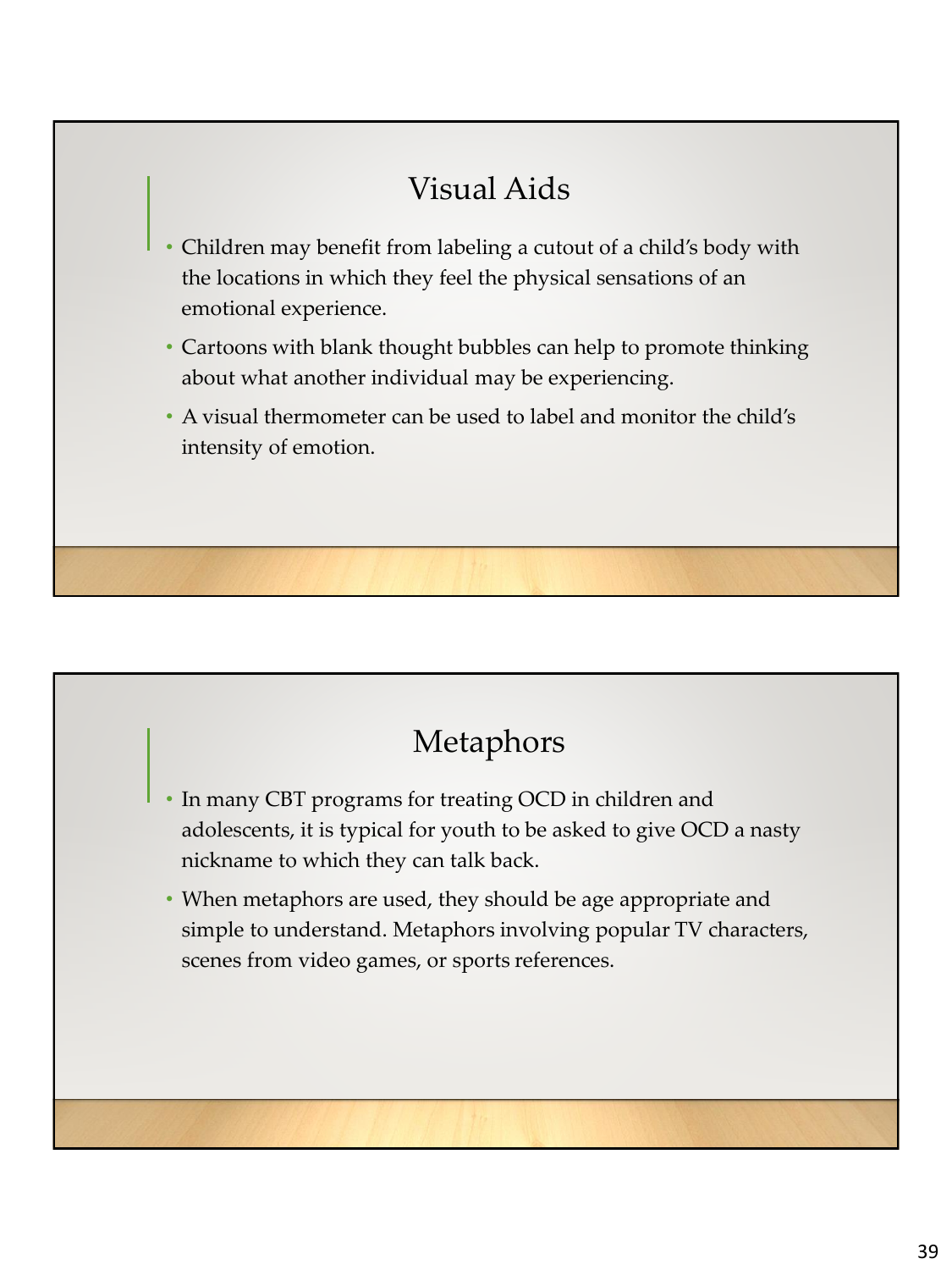## Visual Aids

- Children may benefit from labeling a cutout of a child's body with the locations in which they feel the physical sensations of an emotional experience.
- Cartoons with blank thought bubbles can help to promote thinking about what another individual may be experiencing.
- A visual thermometer can be used to label and monitor the child's intensity of emotion.

## Metaphors

- In many CBT programs for treating OCD in children and adolescents, it is typical for youth to be asked to give OCD a nasty nickname to which they can talk back.
- When metaphors are used, they should be age appropriate and simple to understand. Metaphors involving popular TV characters, scenes from video games, or sports references.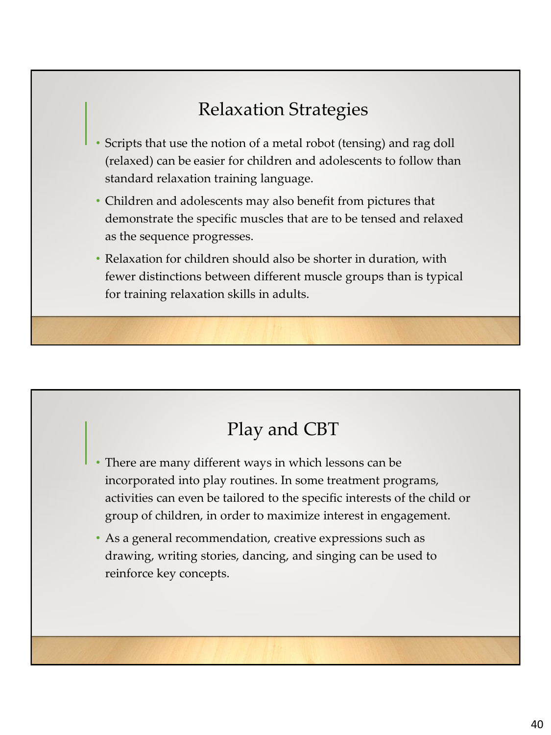## Relaxation Strategies

- Scripts that use the notion of a metal robot (tensing) and rag doll (relaxed) can be easier for children and adolescents to follow than standard relaxation training language.
- Children and adolescents may also benefit from pictures that demonstrate the specific muscles that are to be tensed and relaxed as the sequence progresses.
- Relaxation for children should also be shorter in duration, with fewer distinctions between different muscle groups than is typical for training relaxation skills in adults.

## Play and CBT

- There are many different ways in which lessons can be incorporated into play routines. In some treatment programs, activities can even be tailored to the specific interests of the child or group of children, in order to maximize interest in engagement.
- As a general recommendation, creative expressions such as drawing, writing stories, dancing, and singing can be used to reinforce key concepts.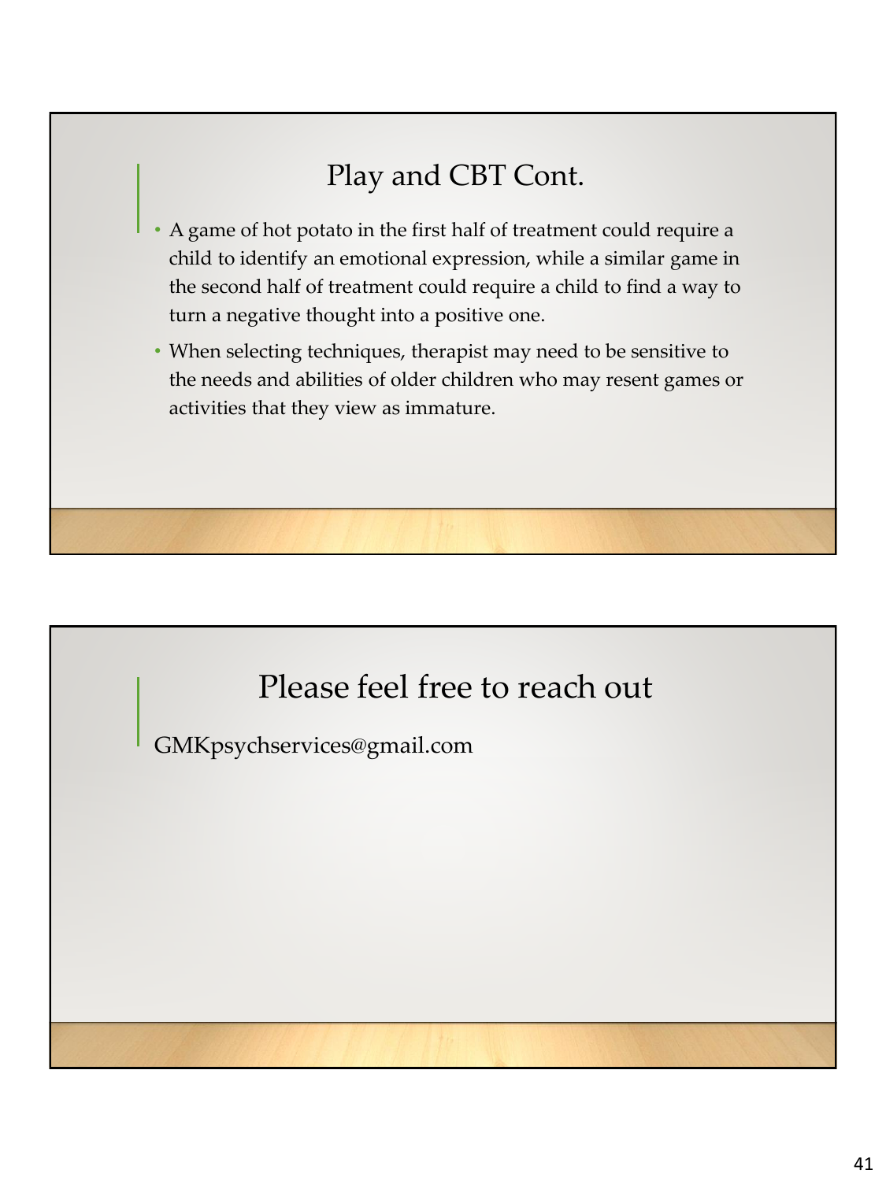## Play and CBT Cont.

- A game of hot potato in the first half of treatment could require a child to identify an emotional expression, while a similar game in the second half of treatment could require a child to find a way to turn a negative thought into a positive one.
- When selecting techniques, therapist may need to be sensitive to the needs and abilities of older children who may resent games or activities that they view as immature.

## Please feel free to reach out

GMKpsychservices@gmail.com